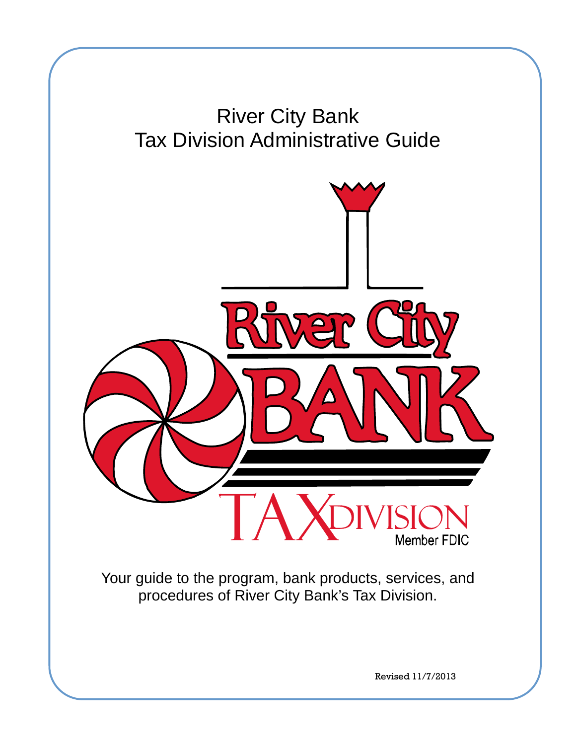# River City Bank
# Tax Division Administrative Guide

River City BANK TAX DIVISION Member FDIC

Your guide to the program, bank products, services, and procedures of River City Bank's Tax Division.

Revised 11/7/2013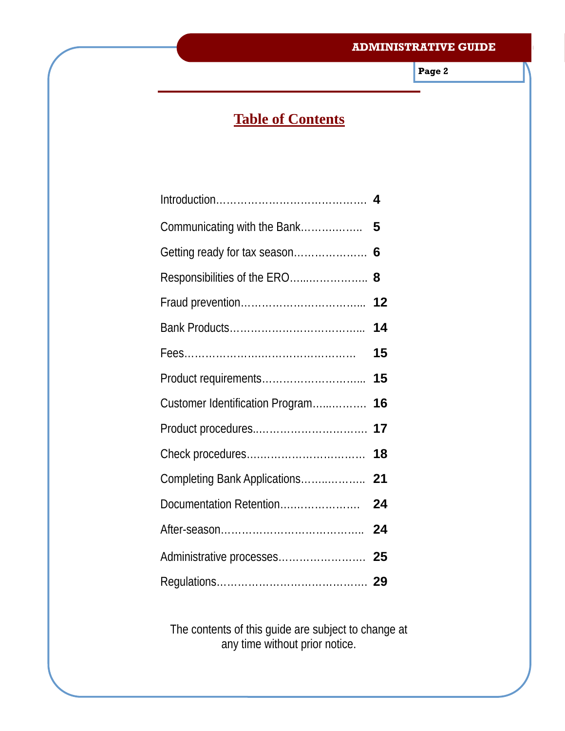# Table of Contents

| Section | Page |
|---|---|
| Introduction | 4 |
| Communicating with the Bank | 5 |
| Getting ready for tax season | 6 |
| Responsibilities of the ERO | 8 |
| Fraud prevention | 12 |
| Bank Products | 14 |
| Fees | 15 |
| Product requirements | 15 |
| Customer Identification Program | 16 |
| Product procedures | 17 |
| Check procedures | 18 |
| Completing Bank Applications | 21 |
| Documentation Retention | 24 |
| After-season | 24 |
| Administrative processes | 25 |
| Regulations | 29 |

The contents of this guide are subject to change at any time without prior notice.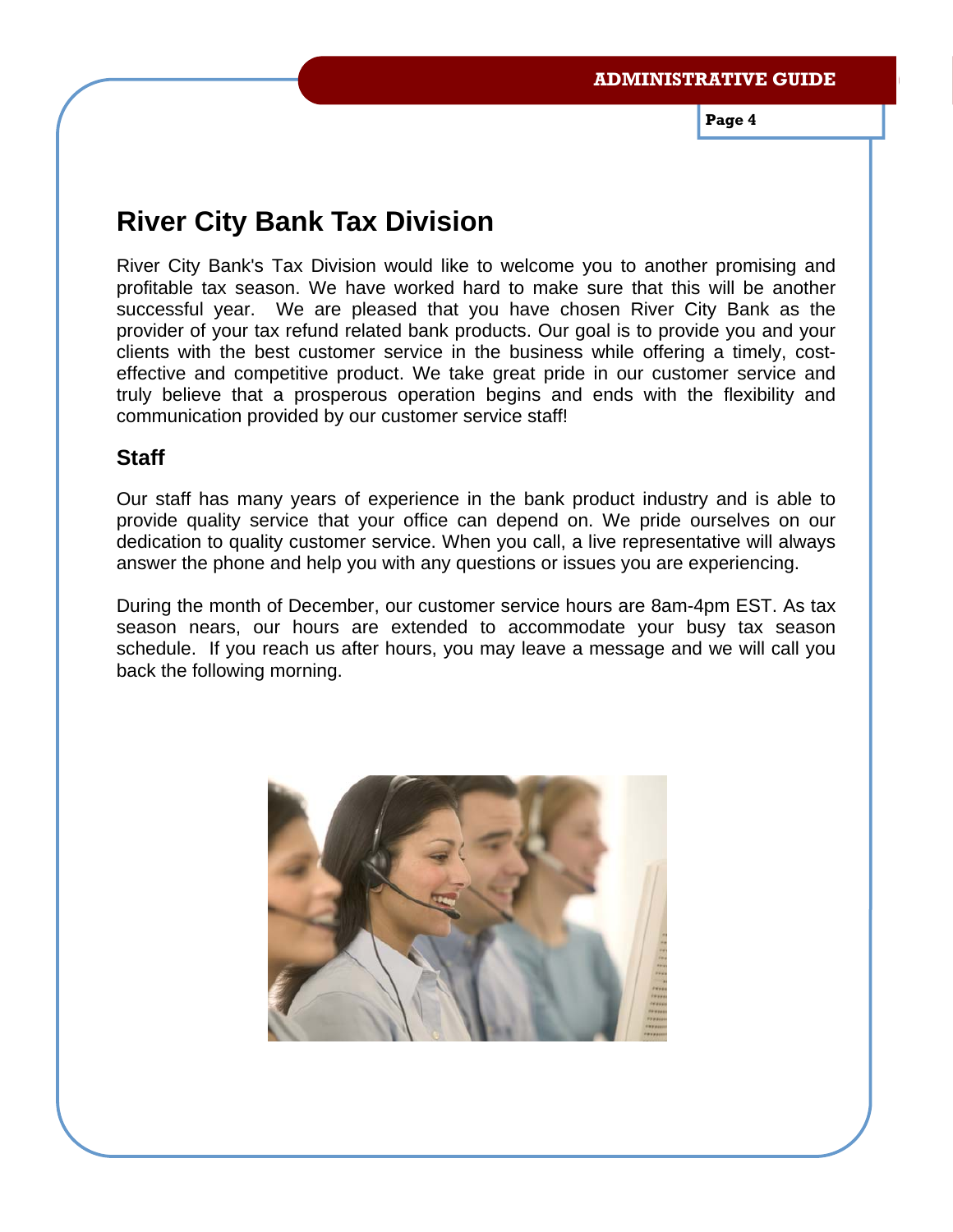# River City Bank Tax Division

River City Bank's Tax Division would like to welcome you to another promising and profitable tax season. We have worked hard to make sure that this will be another successful year. We are pleased that you have chosen River City Bank as the provider of your tax refund related bank products. Our goal is to provide you and your clients with the best customer service in the business while offering a timely, cost-effective and competitive product. We take great pride in our customer service and truly believe that a prosperous operation begins and ends with the flexibility and communication provided by our customer service staff!

## Staff

Our staff has many years of experience in the bank product industry and is able to provide quality service that your office can depend on. We pride ourselves on our dedication to quality customer service. When you call, a live representative will always answer the phone and help you with any questions or issues you are experiencing.

During the month of December, our customer service hours are 8am-4pm EST. As tax season nears, our hours are extended to accommodate your busy tax season schedule. If you reach us after hours, you may leave a message and we will call you back the following morning.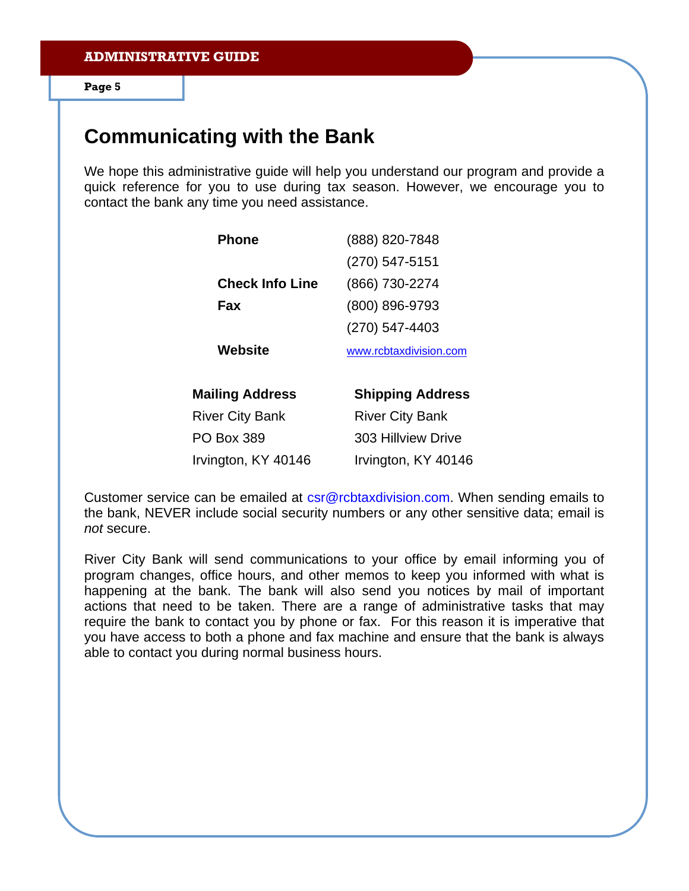## Communicating with the Bank

We hope this administrative guide will help you understand our program and provide a quick reference for you to use during tax season. However, we encourage you to contact the bank any time you need assistance.

| | |
|---|---|
| **Phone** | (888) 820-7848 |
| | (270) 547-5151 |
| **Check Info Line** | (866) 730-2274 |
| **Fax** | (800) 896-9793 |
| | (270) 547-4403 |
| **Website** | www.rcbtaxdivision.com |

| **Mailing Address** | **Shipping Address** |
|---|---|
| River City Bank | River City Bank |
| PO Box 389 | 303 Hillview Drive |
| Irvington, KY 40146 | Irvington, KY 40146 |

Customer service can be emailed at csr@rcbtaxdivision.com. When sending emails to the bank, NEVER include social security numbers or any other sensitive data; email is *not* secure.

River City Bank will send communications to your office by email informing you of program changes, office hours, and other memos to keep you informed with what is happening at the bank. The bank will also send you notices by mail of important actions that need to be taken. There are a range of administrative tasks that may require the bank to contact you by phone or fax. For this reason it is imperative that you have access to both a phone and fax machine and ensure that the bank is always able to contact you during normal business hours.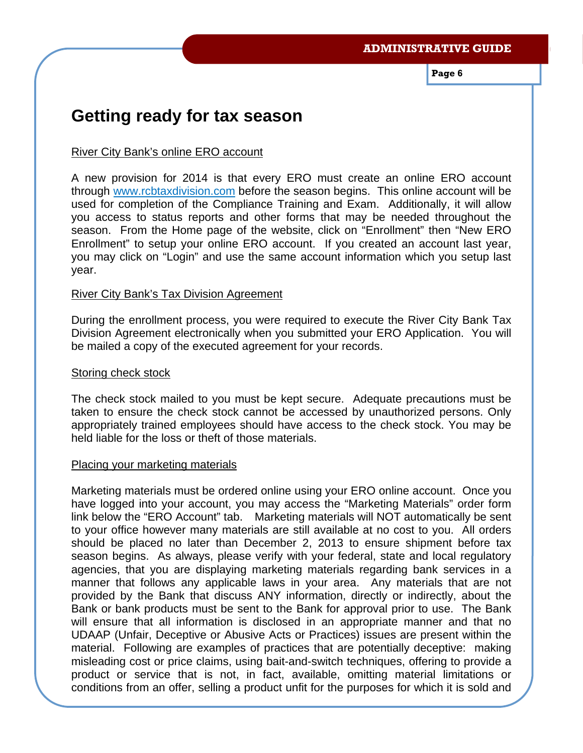# Getting ready for tax season

River City Bank's online ERO account

A new provision for 2014 is that every ERO must create an online ERO account through www.rcbtaxdivision.com before the season begins. This online account will be used for completion of the Compliance Training and Exam. Additionally, it will allow you access to status reports and other forms that may be needed throughout the season. From the Home page of the website, click on "Enrollment" then "New ERO Enrollment" to setup your online ERO account. If you created an account last year, you may click on "Login" and use the same account information which you setup last year.

River City Bank's Tax Division Agreement

During the enrollment process, you were required to execute the River City Bank Tax Division Agreement electronically when you submitted your ERO Application. You will be mailed a copy of the executed agreement for your records.

Storing check stock

The check stock mailed to you must be kept secure. Adequate precautions must be taken to ensure the check stock cannot be accessed by unauthorized persons. Only appropriately trained employees should have access to the check stock. You may be held liable for the loss or theft of those materials.

Placing your marketing materials

Marketing materials must be ordered online using your ERO online account. Once you have logged into your account, you may access the "Marketing Materials" order form link below the "ERO Account" tab. Marketing materials will NOT automatically be sent to your office however many materials are still available at no cost to you. All orders should be placed no later than December 2, 2013 to ensure shipment before tax season begins. As always, please verify with your federal, state and local regulatory agencies, that you are displaying marketing materials regarding bank services in a manner that follows any applicable laws in your area. Any materials that are not provided by the Bank that discuss ANY information, directly or indirectly, about the Bank or bank products must be sent to the Bank for approval prior to use. The Bank will ensure that all information is disclosed in an appropriate manner and that no UDAAP (Unfair, Deceptive or Abusive Acts or Practices) issues are present within the material. Following are examples of practices that are potentially deceptive: making misleading cost or price claims, using bait-and-switch techniques, offering to provide a product or service that is not, in fact, available, omitting material limitations or conditions from an offer, selling a product unfit for the purposes for which it is sold and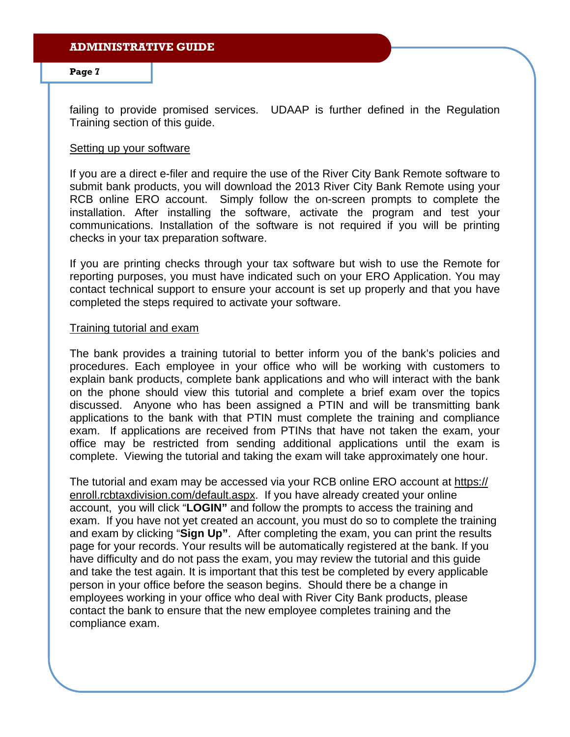failing to provide promised services. UDAAP is further defined in the Regulation Training section of this guide.

## Setting up your software

If you are a direct e-filer and require the use of the River City Bank Remote software to submit bank products, you will download the 2013 River City Bank Remote using your RCB online ERO account. Simply follow the on-screen prompts to complete the installation. After installing the software, activate the program and test your communications. Installation of the software is not required if you will be printing checks in your tax preparation software.

If you are printing checks through your tax software but wish to use the Remote for reporting purposes, you must have indicated such on your ERO Application. You may contact technical support to ensure your account is set up properly and that you have completed the steps required to activate your software.

## Training tutorial and exam

The bank provides a training tutorial to better inform you of the bank's policies and procedures. Each employee in your office who will be working with customers to explain bank products, complete bank applications and who will interact with the bank on the phone should view this tutorial and complete a brief exam over the topics discussed. Anyone who has been assigned a PTIN and will be transmitting bank applications to the bank with that PTIN must complete the training and compliance exam. If applications are received from PTINs that have not taken the exam, your office may be restricted from sending additional applications until the exam is complete. Viewing the tutorial and taking the exam will take approximately one hour.

The tutorial and exam may be accessed via your RCB online ERO account at https://enroll.rcbtaxdivision.com/default.aspx. If you have already created your online account, you will click "**LOGIN"** and follow the prompts to access the training and exam. If you have not yet created an account, you must do so to complete the training and exam by clicking "**Sign Up"**. After completing the exam, you can print the results page for your records. Your results will be automatically registered at the bank. If you have difficulty and do not pass the exam, you may review the tutorial and this guide and take the test again. It is important that this test be completed by every applicable person in your office before the season begins. Should there be a change in employees working in your office who deal with River City Bank products, please contact the bank to ensure that the new employee completes training and the compliance exam.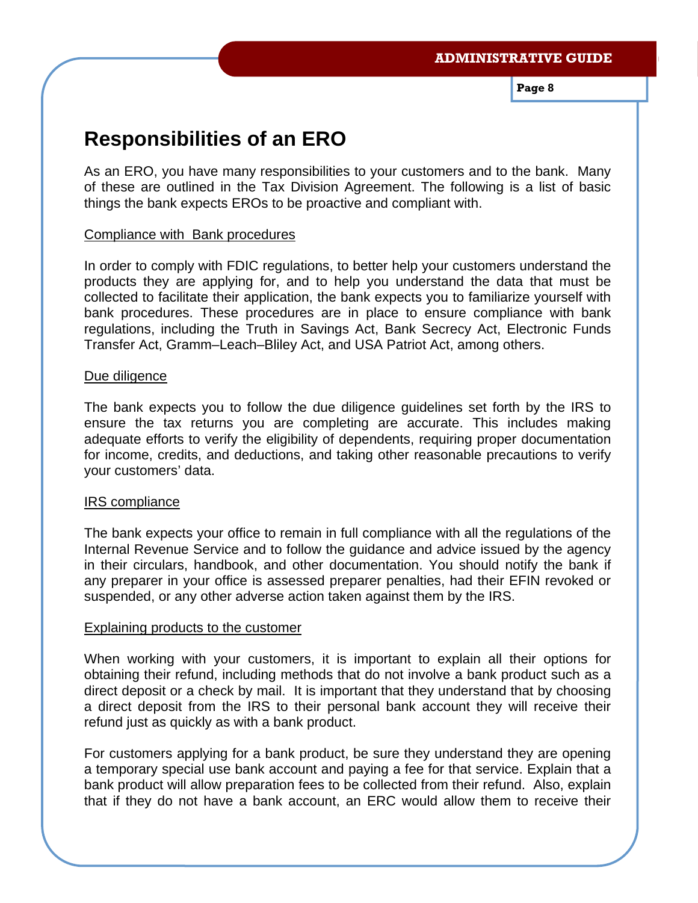# Responsibilities of an ERO

As an ERO, you have many responsibilities to your customers and to the bank. Many of these are outlined in the Tax Division Agreement. The following is a list of basic things the bank expects EROs to be proactive and compliant with.

Compliance with Bank procedures

In order to comply with FDIC regulations, to better help your customers understand the products they are applying for, and to help you understand the data that must be collected to facilitate their application, the bank expects you to familiarize yourself with bank procedures. These procedures are in place to ensure compliance with bank regulations, including the Truth in Savings Act, Bank Secrecy Act, Electronic Funds Transfer Act, Gramm–Leach–Bliley Act, and USA Patriot Act, among others.

Due diligence

The bank expects you to follow the due diligence guidelines set forth by the IRS to ensure the tax returns you are completing are accurate. This includes making adequate efforts to verify the eligibility of dependents, requiring proper documentation for income, credits, and deductions, and taking other reasonable precautions to verify your customers' data.

IRS compliance

The bank expects your office to remain in full compliance with all the regulations of the Internal Revenue Service and to follow the guidance and advice issued by the agency in their circulars, handbook, and other documentation. You should notify the bank if any preparer in your office is assessed preparer penalties, had their EFIN revoked or suspended, or any other adverse action taken against them by the IRS.

Explaining products to the customer

When working with your customers, it is important to explain all their options for obtaining their refund, including methods that do not involve a bank product such as a direct deposit or a check by mail. It is important that they understand that by choosing a direct deposit from the IRS to their personal bank account they will receive their refund just as quickly as with a bank product.

For customers applying for a bank product, be sure they understand they are opening a temporary special use bank account and paying a fee for that service. Explain that a bank product will allow preparation fees to be collected from their refund. Also, explain that if they do not have a bank account, an ERC would allow them to receive their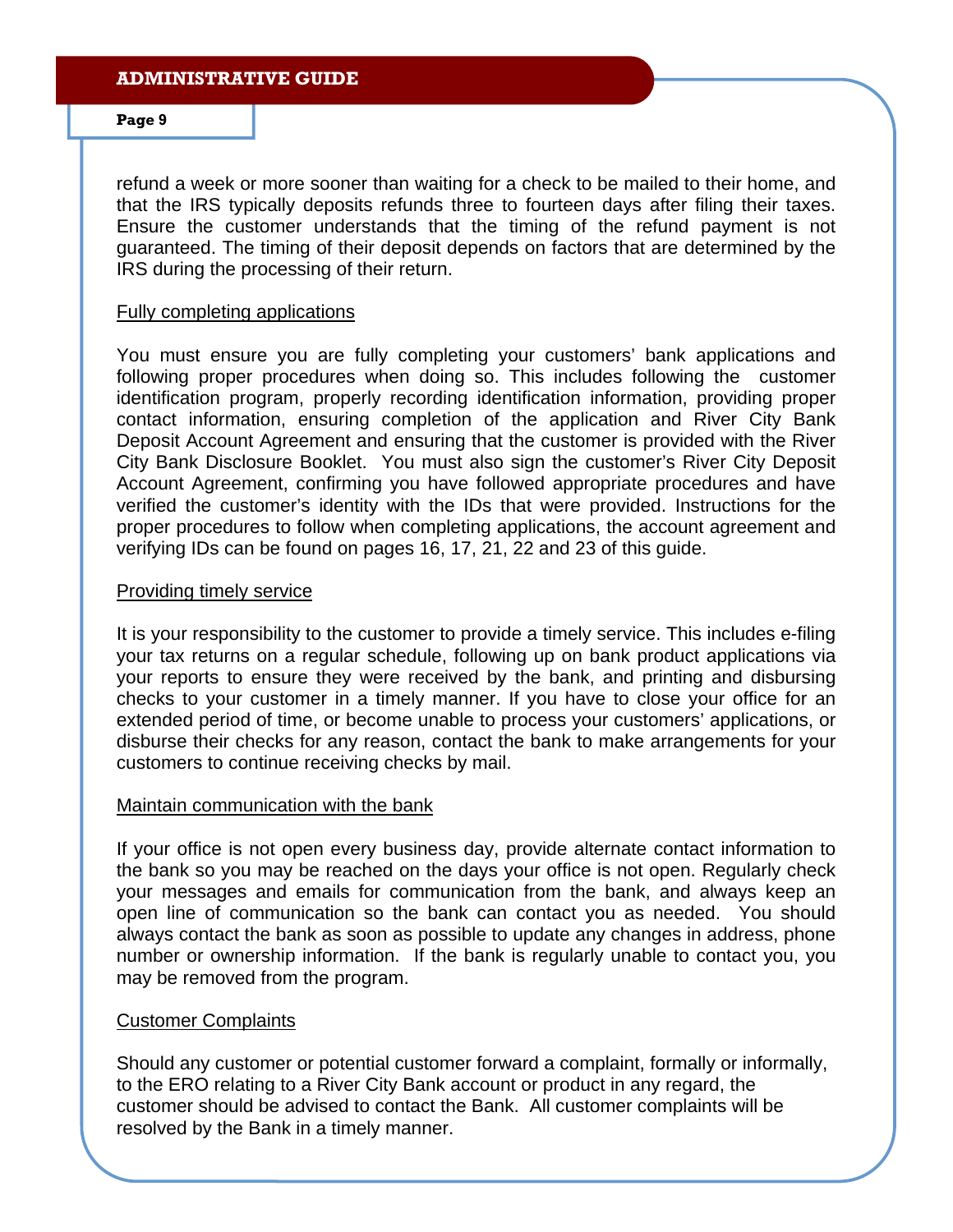refund a week or more sooner than waiting for a check to be mailed to their home, and that the IRS typically deposits refunds three to fourteen days after filing their taxes. Ensure the customer understands that the timing of the refund payment is not guaranteed. The timing of their deposit depends on factors that are determined by the IRS during the processing of their return.

Fully completing applications

You must ensure you are fully completing your customers' bank applications and following proper procedures when doing so. This includes following the customer identification program, properly recording identification information, providing proper contact information, ensuring completion of the application and River City Bank Deposit Account Agreement and ensuring that the customer is provided with the River City Bank Disclosure Booklet. You must also sign the customer's River City Deposit Account Agreement, confirming you have followed appropriate procedures and have verified the customer's identity with the IDs that were provided. Instructions for the proper procedures to follow when completing applications, the account agreement and verifying IDs can be found on pages 16, 17, 21, 22 and 23 of this guide.

Providing timely service

It is your responsibility to the customer to provide a timely service. This includes e-filing your tax returns on a regular schedule, following up on bank product applications via your reports to ensure they were received by the bank, and printing and disbursing checks to your customer in a timely manner. If you have to close your office for an extended period of time, or become unable to process your customers' applications, or disburse their checks for any reason, contact the bank to make arrangements for your customers to continue receiving checks by mail.

Maintain communication with the bank

If your office is not open every business day, provide alternate contact information to the bank so you may be reached on the days your office is not open. Regularly check your messages and emails for communication from the bank, and always keep an open line of communication so the bank can contact you as needed. You should always contact the bank as soon as possible to update any changes in address, phone number or ownership information. If the bank is regularly unable to contact you, you may be removed from the program.

Customer Complaints

Should any customer or potential customer forward a complaint, formally or informally, to the ERO relating to a River City Bank account or product in any regard, the customer should be advised to contact the Bank. All customer complaints will be resolved by the Bank in a timely manner.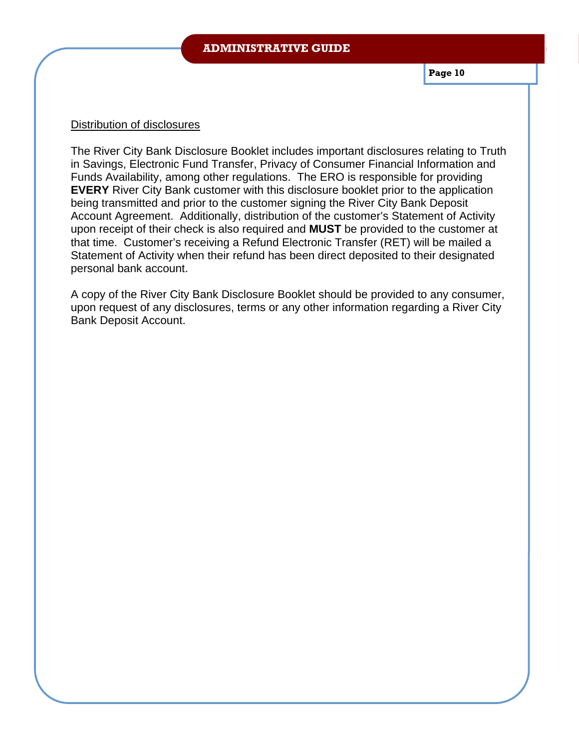Distribution of disclosures

The River City Bank Disclosure Booklet includes important disclosures relating to Truth in Savings, Electronic Fund Transfer, Privacy of Consumer Financial Information and Funds Availability, among other regulations. The ERO is responsible for providing **EVERY** River City Bank customer with this disclosure booklet prior to the application being transmitted and prior to the customer signing the River City Bank Deposit Account Agreement. Additionally, distribution of the customer's Statement of Activity upon receipt of their check is also required and **MUST** be provided to the customer at that time. Customer's receiving a Refund Electronic Transfer (RET) will be mailed a Statement of Activity when their refund has been direct deposited to their designated personal bank account.

A copy of the River City Bank Disclosure Booklet should be provided to any consumer, upon request of any disclosures, terms or any other information regarding a River City Bank Deposit Account.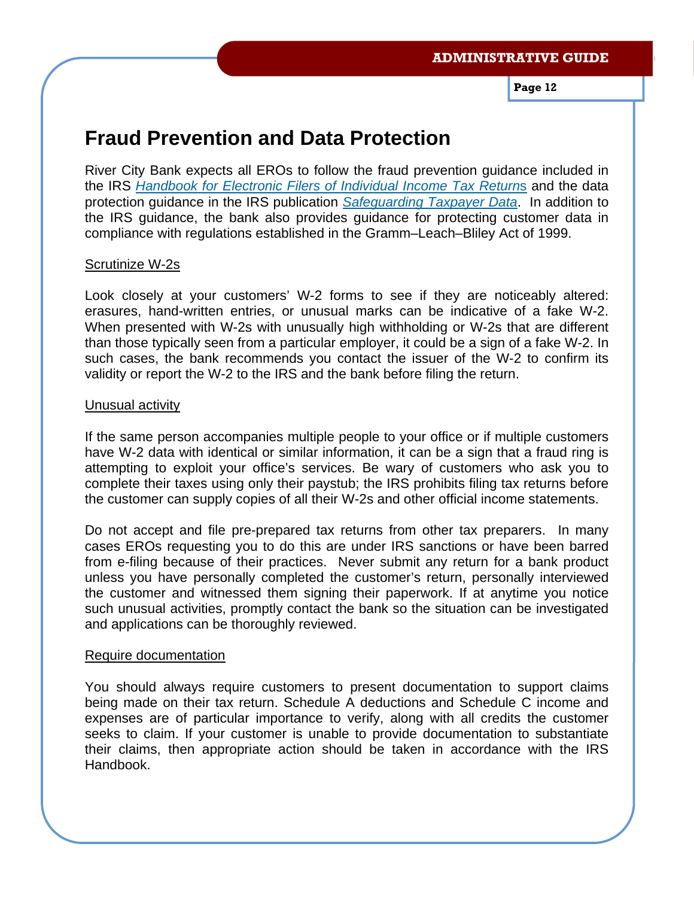# Fraud Prevention and Data Protection

River City Bank expects all EROs to follow the fraud prevention guidance included in the IRS *Handbook for Electronic Filers of Individual Income Tax Returns* and the data protection guidance in the IRS publication *Safeguarding Taxpayer Data*. In addition to the IRS guidance, the bank also provides guidance for protecting customer data in compliance with regulations established in the Gramm–Leach–Bliley Act of 1999.

## Scrutinize W-2s

Look closely at your customers' W-2 forms to see if they are noticeably altered: erasures, hand-written entries, or unusual marks can be indicative of a fake W-2. When presented with W-2s with unusually high withholding or W-2s that are different than those typically seen from a particular employer, it could be a sign of a fake W-2. In such cases, the bank recommends you contact the issuer of the W-2 to confirm its validity or report the W-2 to the IRS and the bank before filing the return.

## Unusual activity

If the same person accompanies multiple people to your office or if multiple customers have W-2 data with identical or similar information, it can be a sign that a fraud ring is attempting to exploit your office's services. Be wary of customers who ask you to complete their taxes using only their paystub; the IRS prohibits filing tax returns before the customer can supply copies of all their W-2s and other official income statements.

Do not accept and file pre-prepared tax returns from other tax preparers. In many cases EROs requesting you to do this are under IRS sanctions or have been barred from e-filing because of their practices. Never submit any return for a bank product unless you have personally completed the customer's return, personally interviewed the customer and witnessed them signing their paperwork. If at anytime you notice such unusual activities, promptly contact the bank so the situation can be investigated and applications can be thoroughly reviewed.

## Require documentation

You should always require customers to present documentation to support claims being made on their tax return. Schedule A deductions and Schedule C income and expenses are of particular importance to verify, along with all credits the customer seeks to claim. If your customer is unable to provide documentation to substantiate their claims, then appropriate action should be taken in accordance with the IRS Handbook.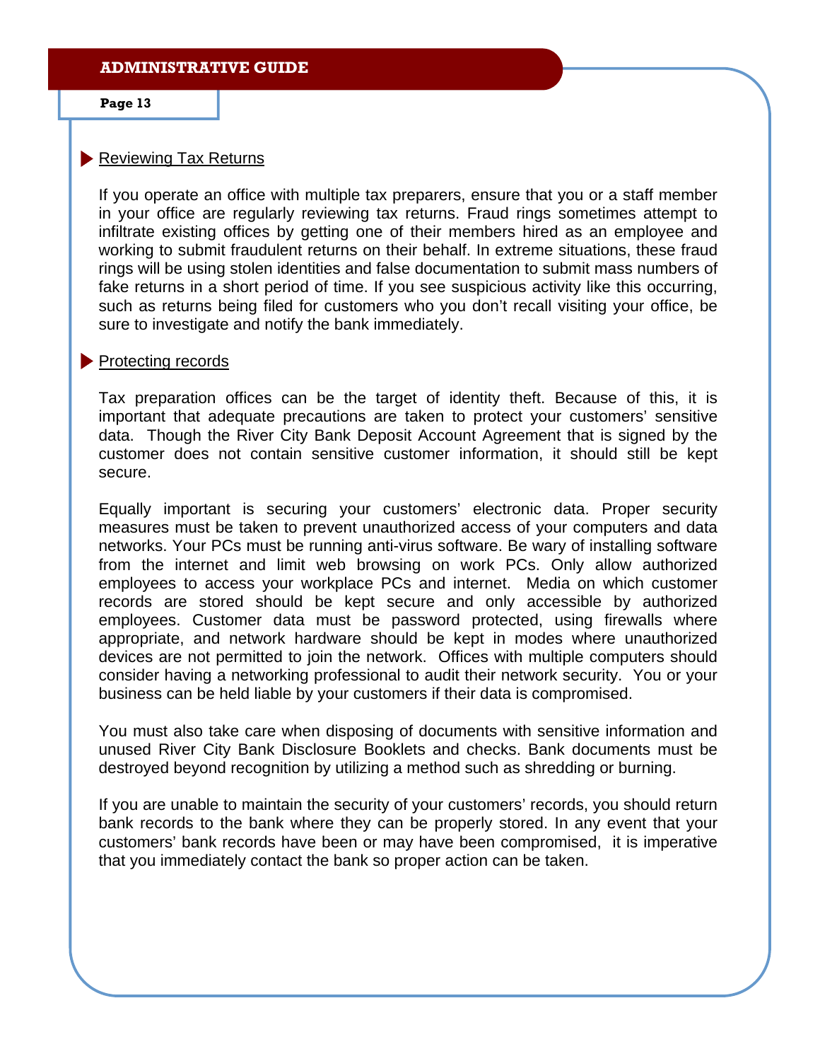## Reviewing Tax Returns

If you operate an office with multiple tax preparers, ensure that you or a staff member in your office are regularly reviewing tax returns. Fraud rings sometimes attempt to infiltrate existing offices by getting one of their members hired as an employee and working to submit fraudulent returns on their behalf. In extreme situations, these fraud rings will be using stolen identities and false documentation to submit mass numbers of fake returns in a short period of time. If you see suspicious activity like this occurring, such as returns being filed for customers who you don't recall visiting your office, be sure to investigate and notify the bank immediately.

## Protecting records

Tax preparation offices can be the target of identity theft. Because of this, it is important that adequate precautions are taken to protect your customers' sensitive data. Though the River City Bank Deposit Account Agreement that is signed by the customer does not contain sensitive customer information, it should still be kept secure.

Equally important is securing your customers' electronic data. Proper security measures must be taken to prevent unauthorized access of your computers and data networks. Your PCs must be running anti-virus software. Be wary of installing software from the internet and limit web browsing on work PCs. Only allow authorized employees to access your workplace PCs and internet. Media on which customer records are stored should be kept secure and only accessible by authorized employees. Customer data must be password protected, using firewalls where appropriate, and network hardware should be kept in modes where unauthorized devices are not permitted to join the network. Offices with multiple computers should consider having a networking professional to audit their network security. You or your business can be held liable by your customers if their data is compromised.

You must also take care when disposing of documents with sensitive information and unused River City Bank Disclosure Booklets and checks. Bank documents must be destroyed beyond recognition by utilizing a method such as shredding or burning.

If you are unable to maintain the security of your customers' records, you should return bank records to the bank where they can be properly stored. In any event that your customers' bank records have been or may have been compromised, it is imperative that you immediately contact the bank so proper action can be taken.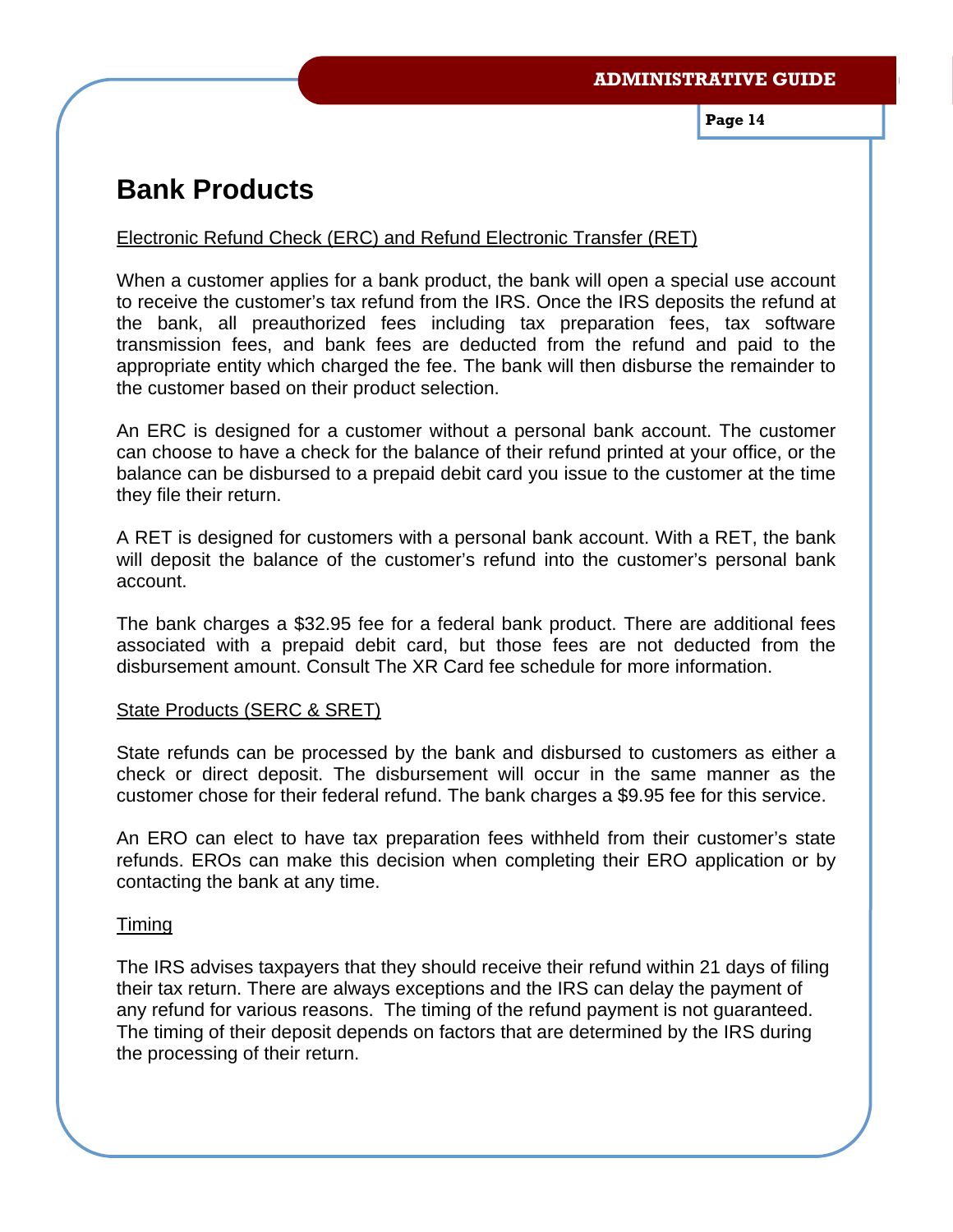# Bank Products

<u>Electronic Refund Check (ERC) and Refund Electronic Transfer (RET)</u>

When a customer applies for a bank product, the bank will open a special use account to receive the customer's tax refund from the IRS. Once the IRS deposits the refund at the bank, all preauthorized fees including tax preparation fees, tax software transmission fees, and bank fees are deducted from the refund and paid to the appropriate entity which charged the fee. The bank will then disburse the remainder to the customer based on their product selection.

An ERC is designed for a customer without a personal bank account. The customer can choose to have a check for the balance of their refund printed at your office, or the balance can be disbursed to a prepaid debit card you issue to the customer at the time they file their return.

A RET is designed for customers with a personal bank account. With a RET, the bank will deposit the balance of the customer's refund into the customer's personal bank account.

The bank charges a $32.95 fee for a federal bank product. There are additional fees associated with a prepaid debit card, but those fees are not deducted from the disbursement amount. Consult The XR Card fee schedule for more information.

<u>State Products (SERC & SRET)</u>

State refunds can be processed by the bank and disbursed to customers as either a check or direct deposit. The disbursement will occur in the same manner as the customer chose for their federal refund. The bank charges a $9.95 fee for this service.

An ERO can elect to have tax preparation fees withheld from their customer's state refunds. EROs can make this decision when completing their ERO application or by contacting the bank at any time.

<u>Timing</u>

The IRS advises taxpayers that they should receive their refund within 21 days of filing their tax return. There are always exceptions and the IRS can delay the payment of any refund for various reasons. The timing of the refund payment is not guaranteed. The timing of their deposit depends on factors that are determined by the IRS during the processing of their return.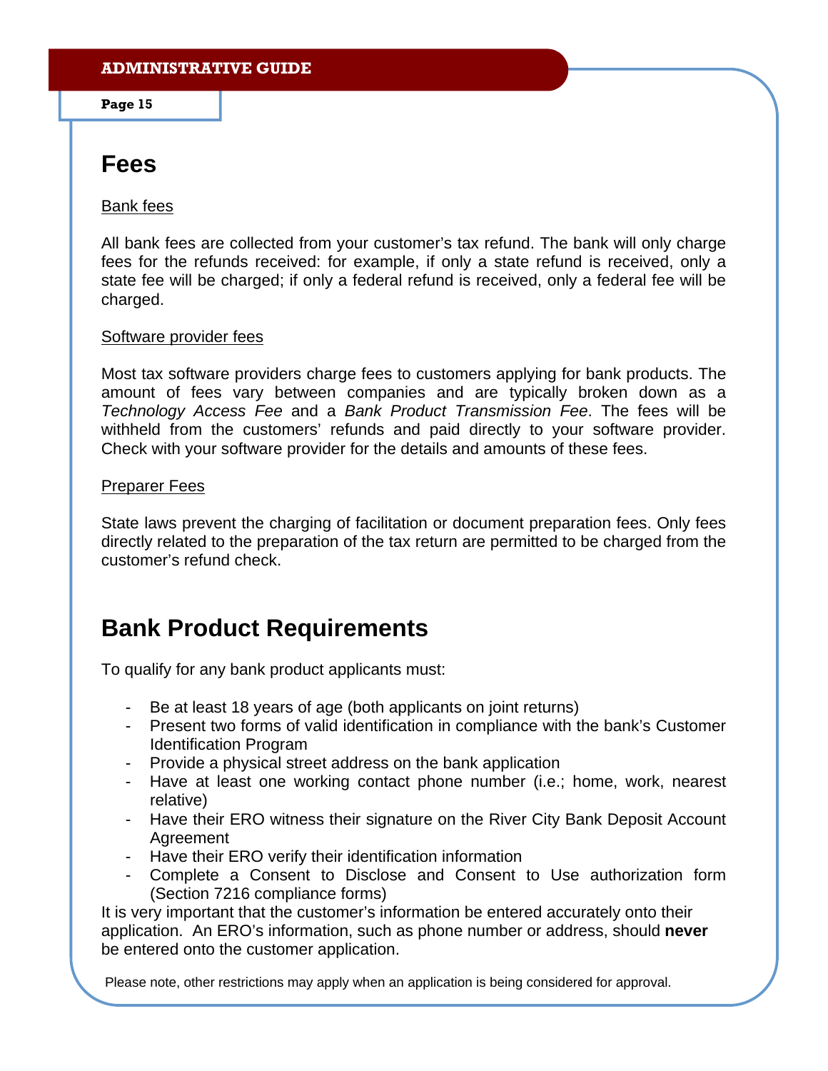## Fees

Bank fees

All bank fees are collected from your customer's tax refund. The bank will only charge fees for the refunds received: for example, if only a state refund is received, only a state fee will be charged; if only a federal refund is received, only a federal fee will be charged.

Software provider fees

Most tax software providers charge fees to customers applying for bank products. The amount of fees vary between companies and are typically broken down as a *Technology Access Fee* and a *Bank Product Transmission Fee*. The fees will be withheld from the customers' refunds and paid directly to your software provider. Check with your software provider for the details and amounts of these fees.

Preparer Fees

State laws prevent the charging of facilitation or document preparation fees. Only fees directly related to the preparation of the tax return are permitted to be charged from the customer's refund check.

## Bank Product Requirements

To qualify for any bank product applicants must:

- Be at least 18 years of age (both applicants on joint returns)
- Present two forms of valid identification in compliance with the bank's Customer Identification Program
- Provide a physical street address on the bank application
- Have at least one working contact phone number (i.e.; home, work, nearest relative)
- Have their ERO witness their signature on the River City Bank Deposit Account Agreement
- Have their ERO verify their identification information
- Complete a Consent to Disclose and Consent to Use authorization form (Section 7216 compliance forms)

It is very important that the customer's information be entered accurately onto their application. An ERO's information, such as phone number or address, should **never** be entered onto the customer application.

Please note, other restrictions may apply when an application is being considered for approval.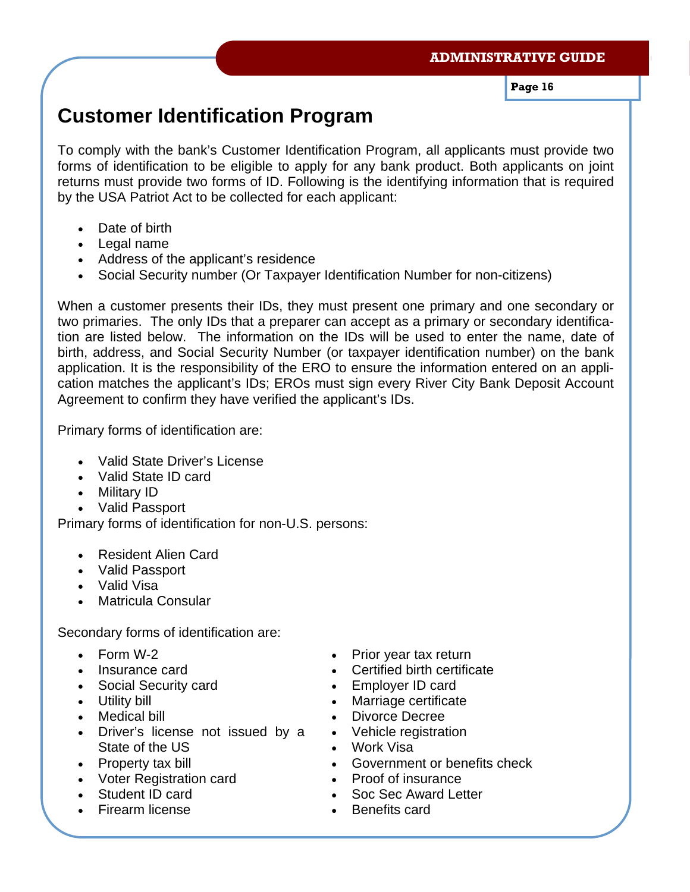# Customer Identification Program

To comply with the bank's Customer Identification Program, all applicants must provide two forms of identification to be eligible to apply for any bank product. Both applicants on joint returns must provide two forms of ID. Following is the identifying information that is required by the USA Patriot Act to be collected for each applicant:

- Date of birth
- Legal name
- Address of the applicant's residence
- Social Security number (Or Taxpayer Identification Number for non-citizens)

When a customer presents their IDs, they must present one primary and one secondary or two primaries. The only IDs that a preparer can accept as a primary or secondary identification are listed below. The information on the IDs will be used to enter the name, date of birth, address, and Social Security Number (or taxpayer identification number) on the bank application. It is the responsibility of the ERO to ensure the information entered on an application matches the applicant's IDs; EROs must sign every River City Bank Deposit Account Agreement to confirm they have verified the applicant's IDs.

Primary forms of identification are:

- Valid State Driver's License
- Valid State ID card
- Military ID
- Valid Passport

Primary forms of identification for non-U.S. persons:

- Resident Alien Card
- Valid Passport
- Valid Visa
- Matricula Consular

Secondary forms of identification are:

- Form W-2
- Insurance card
- Social Security card
- Utility bill
- Medical bill
- Driver's license not issued by a State of the US
- Property tax bill
- Voter Registration card
- Student ID card
- Firearm license
- Prior year tax return
- Certified birth certificate
- Employer ID card
- Marriage certificate
- Divorce Decree
- Vehicle registration
- Work Visa
- Government or benefits check
- Proof of insurance
- Soc Sec Award Letter
- Benefits card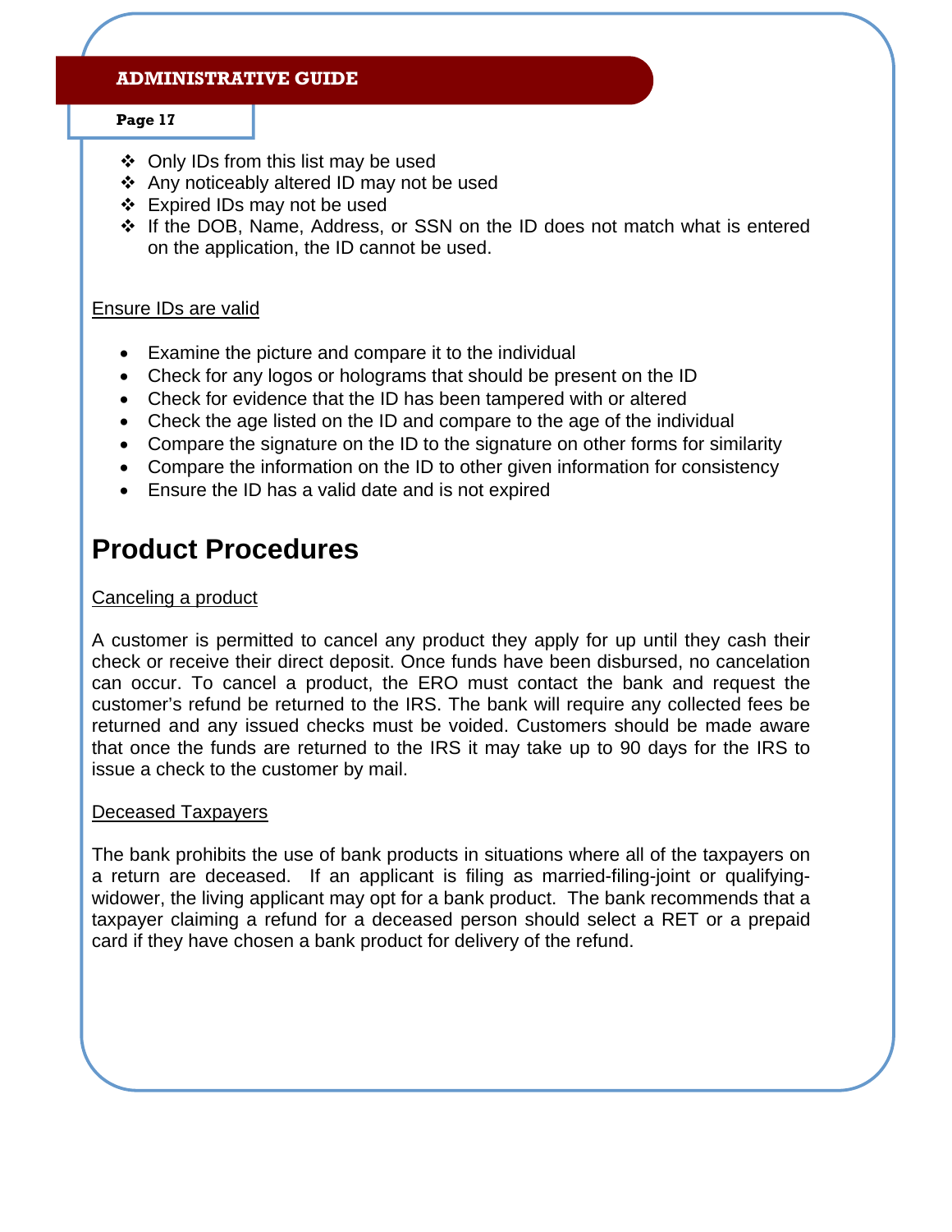- Only IDs from this list may be used
- Any noticeably altered ID may not be used
- Expired IDs may not be used
- If the DOB, Name, Address, or SSN on the ID does not match what is entered on the application, the ID cannot be used.

Ensure IDs are valid

- Examine the picture and compare it to the individual
- Check for any logos or holograms that should be present on the ID
- Check for evidence that the ID has been tampered with or altered
- Check the age listed on the ID and compare to the age of the individual
- Compare the signature on the ID to the signature on other forms for similarity
- Compare the information on the ID to other given information for consistency
- Ensure the ID has a valid date and is not expired

# Product Procedures

Canceling a product

A customer is permitted to cancel any product they apply for up until they cash their check or receive their direct deposit. Once funds have been disbursed, no cancelation can occur. To cancel a product, the ERO must contact the bank and request the customer's refund be returned to the IRS. The bank will require any collected fees be returned and any issued checks must be voided. Customers should be made aware that once the funds are returned to the IRS it may take up to 90 days for the IRS to issue a check to the customer by mail.

Deceased Taxpayers

The bank prohibits the use of bank products in situations where all of the taxpayers on a return are deceased. If an applicant is filing as married-filing-joint or qualifying-widower, the living applicant may opt for a bank product. The bank recommends that a taxpayer claiming a refund for a deceased person should select a RET or a prepaid card if they have chosen a bank product for delivery of the refund.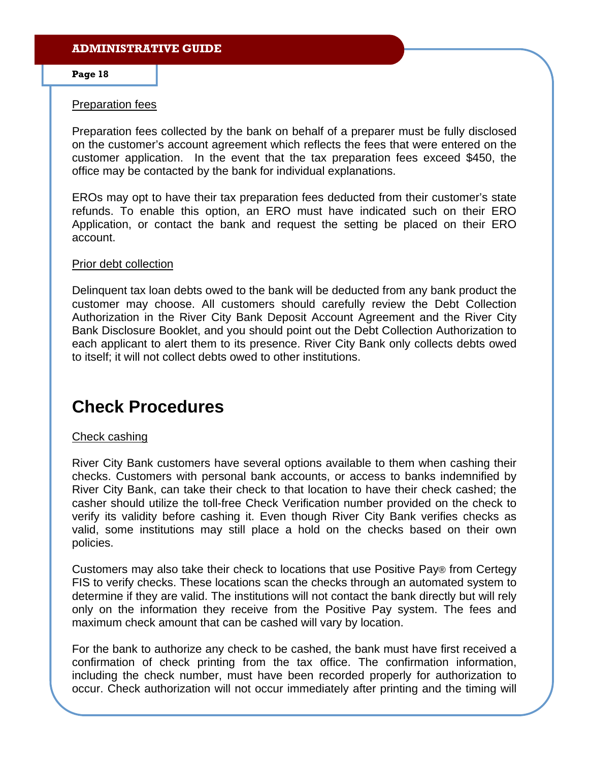Preparation fees

Preparation fees collected by the bank on behalf of a preparer must be fully disclosed on the customer's account agreement which reflects the fees that were entered on the customer application. In the event that the tax preparation fees exceed $450, the office may be contacted by the bank for individual explanations.

EROs may opt to have their tax preparation fees deducted from their customer's state refunds. To enable this option, an ERO must have indicated such on their ERO Application, or contact the bank and request the setting be placed on their ERO account.

Prior debt collection

Delinquent tax loan debts owed to the bank will be deducted from any bank product the customer may choose. All customers should carefully review the Debt Collection Authorization in the River City Bank Deposit Account Agreement and the River City Bank Disclosure Booklet, and you should point out the Debt Collection Authorization to each applicant to alert them to its presence. River City Bank only collects debts owed to itself; it will not collect debts owed to other institutions.

# Check Procedures

Check cashing

River City Bank customers have several options available to them when cashing their checks. Customers with personal bank accounts, or access to banks indemnified by River City Bank, can take their check to that location to have their check cashed; the casher should utilize the toll-free Check Verification number provided on the check to verify its validity before cashing it. Even though River City Bank verifies checks as valid, some institutions may still place a hold on the checks based on their own policies.

Customers may also take their check to locations that use Positive Pay® from Certegy FIS to verify checks. These locations scan the checks through an automated system to determine if they are valid. The institutions will not contact the bank directly but will rely only on the information they receive from the Positive Pay system. The fees and maximum check amount that can be cashed will vary by location.

For the bank to authorize any check to be cashed, the bank must have first received a confirmation of check printing from the tax office. The confirmation information, including the check number, must have been recorded properly for authorization to occur. Check authorization will not occur immediately after printing and the timing will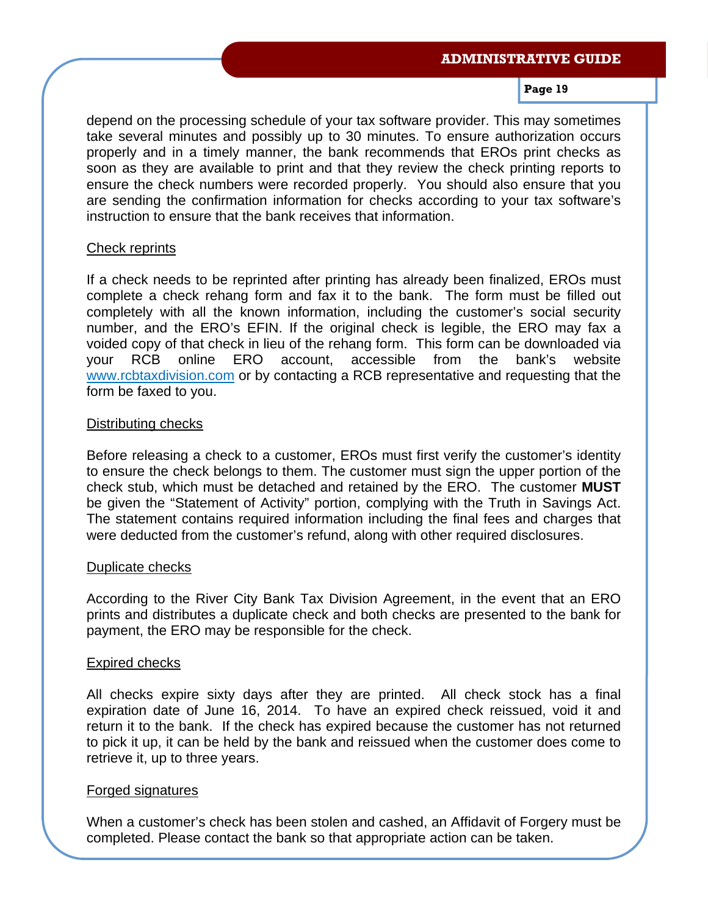depend on the processing schedule of your tax software provider. This may sometimes take several minutes and possibly up to 30 minutes. To ensure authorization occurs properly and in a timely manner, the bank recommends that EROs print checks as soon as they are available to print and that they review the check printing reports to ensure the check numbers were recorded properly. You should also ensure that you are sending the confirmation information for checks according to your tax software's instruction to ensure that the bank receives that information.

Check reprints

If a check needs to be reprinted after printing has already been finalized, EROs must complete a check rehang form and fax it to the bank. The form must be filled out completely with all the known information, including the customer's social security number, and the ERO's EFIN. If the original check is legible, the ERO may fax a voided copy of that check in lieu of the rehang form. This form can be downloaded via your RCB online ERO account, accessible from the bank's website [www.rcbtaxdivision.com](http://www.rcbtaxdivision.com) or by contacting a RCB representative and requesting that the form be faxed to you.

Distributing checks

Before releasing a check to a customer, EROs must first verify the customer's identity to ensure the check belongs to them. The customer must sign the upper portion of the check stub, which must be detached and retained by the ERO. The customer **MUST** be given the "Statement of Activity" portion, complying with the Truth in Savings Act. The statement contains required information including the final fees and charges that were deducted from the customer's refund, along with other required disclosures.

Duplicate checks

According to the River City Bank Tax Division Agreement, in the event that an ERO prints and distributes a duplicate check and both checks are presented to the bank for payment, the ERO may be responsible for the check.

Expired checks

All checks expire sixty days after they are printed. All check stock has a final expiration date of June 16, 2014. To have an expired check reissued, void it and return it to the bank. If the check has expired because the customer has not returned to pick it up, it can be held by the bank and reissued when the customer does come to retrieve it, up to three years.

Forged signatures

When a customer's check has been stolen and cashed, an Affidavit of Forgery must be completed. Please contact the bank so that appropriate action can be taken.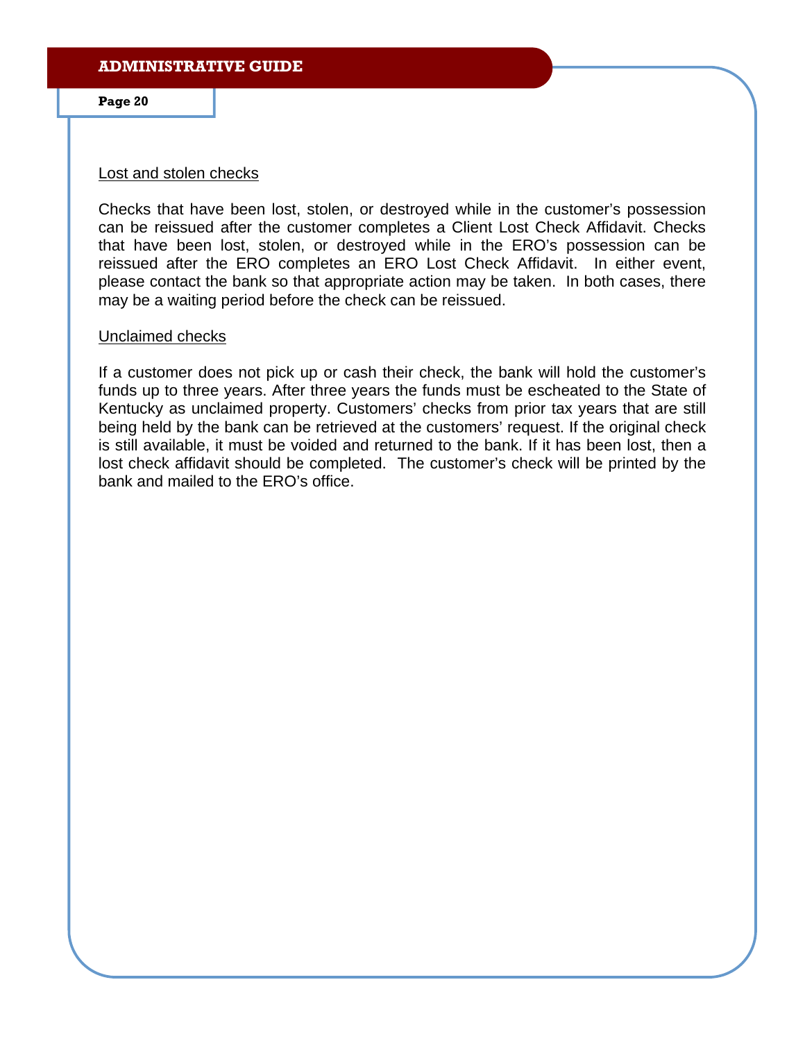Lost and stolen checks

Checks that have been lost, stolen, or destroyed while in the customer's possession can be reissued after the customer completes a Client Lost Check Affidavit. Checks that have been lost, stolen, or destroyed while in the ERO's possession can be reissued after the ERO completes an ERO Lost Check Affidavit. In either event, please contact the bank so that appropriate action may be taken. In both cases, there may be a waiting period before the check can be reissued.

Unclaimed checks

If a customer does not pick up or cash their check, the bank will hold the customer's funds up to three years. After three years the funds must be escheated to the State of Kentucky as unclaimed property. Customers' checks from prior tax years that are still being held by the bank can be retrieved at the customers' request. If the original check is still available, it must be voided and returned to the bank. If it has been lost, then a lost check affidavit should be completed. The customer's check will be printed by the bank and mailed to the ERO's office.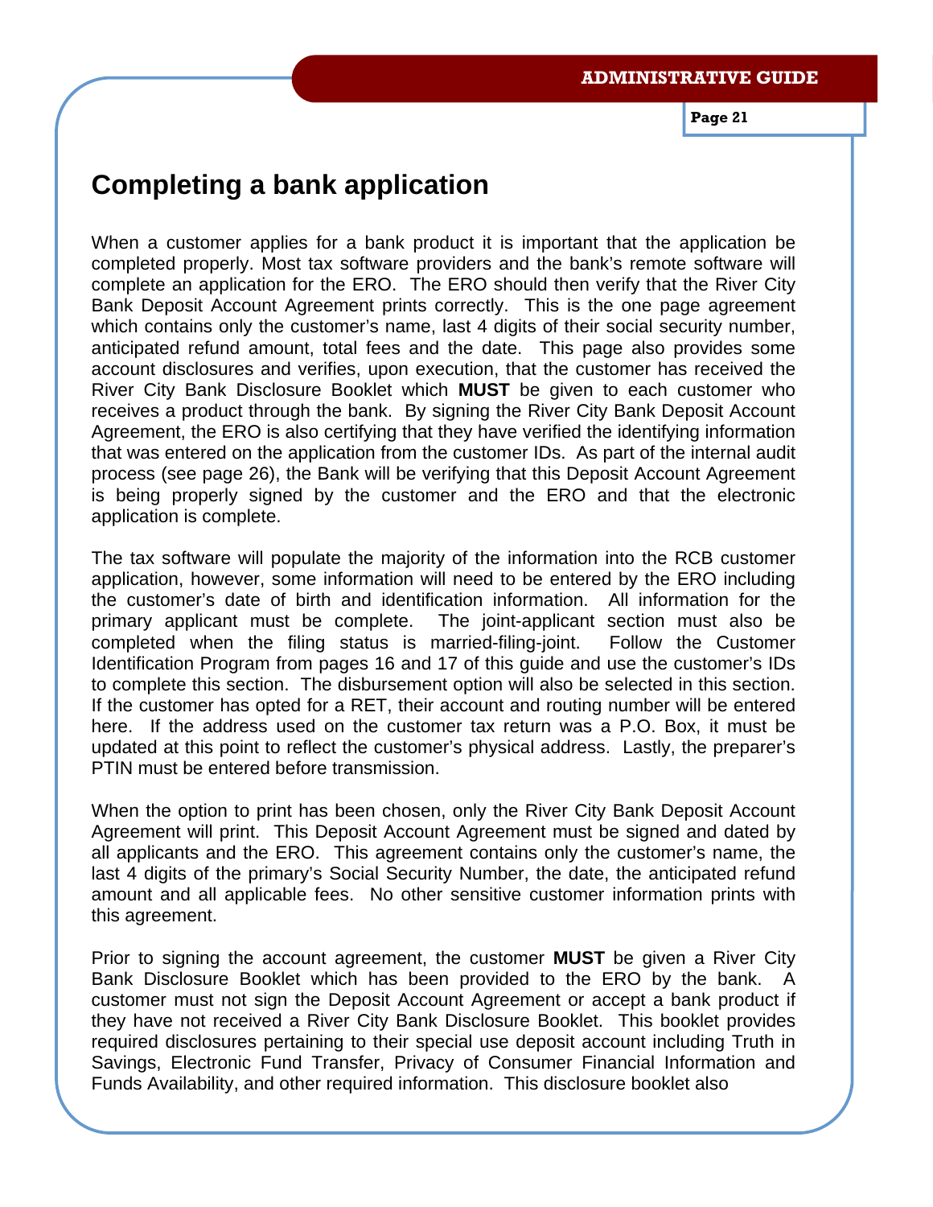# Completing a bank application

When a customer applies for a bank product it is important that the application be completed properly. Most tax software providers and the bank's remote software will complete an application for the ERO. The ERO should then verify that the River City Bank Deposit Account Agreement prints correctly. This is the one page agreement which contains only the customer's name, last 4 digits of their social security number, anticipated refund amount, total fees and the date. This page also provides some account disclosures and verifies, upon execution, that the customer has received the River City Bank Disclosure Booklet which **MUST** be given to each customer who receives a product through the bank. By signing the River City Bank Deposit Account Agreement, the ERO is also certifying that they have verified the identifying information that was entered on the application from the customer IDs. As part of the internal audit process (see page 26), the Bank will be verifying that this Deposit Account Agreement is being properly signed by the customer and the ERO and that the electronic application is complete.

The tax software will populate the majority of the information into the RCB customer application, however, some information will need to be entered by the ERO including the customer's date of birth and identification information. All information for the primary applicant must be complete. The joint-applicant section must also be completed when the filing status is married-filing-joint. Follow the Customer Identification Program from pages 16 and 17 of this guide and use the customer's IDs to complete this section. The disbursement option will also be selected in this section. If the customer has opted for a RET, their account and routing number will be entered here. If the address used on the customer tax return was a P.O. Box, it must be updated at this point to reflect the customer's physical address. Lastly, the preparer's PTIN must be entered before transmission.

When the option to print has been chosen, only the River City Bank Deposit Account Agreement will print. This Deposit Account Agreement must be signed and dated by all applicants and the ERO. This agreement contains only the customer's name, the last 4 digits of the primary's Social Security Number, the date, the anticipated refund amount and all applicable fees. No other sensitive customer information prints with this agreement.

Prior to signing the account agreement, the customer **MUST** be given a River City Bank Disclosure Booklet which has been provided to the ERO by the bank. A customer must not sign the Deposit Account Agreement or accept a bank product if they have not received a River City Bank Disclosure Booklet. This booklet provides required disclosures pertaining to their special use deposit account including Truth in Savings, Electronic Fund Transfer, Privacy of Consumer Financial Information and Funds Availability, and other required information. This disclosure booklet also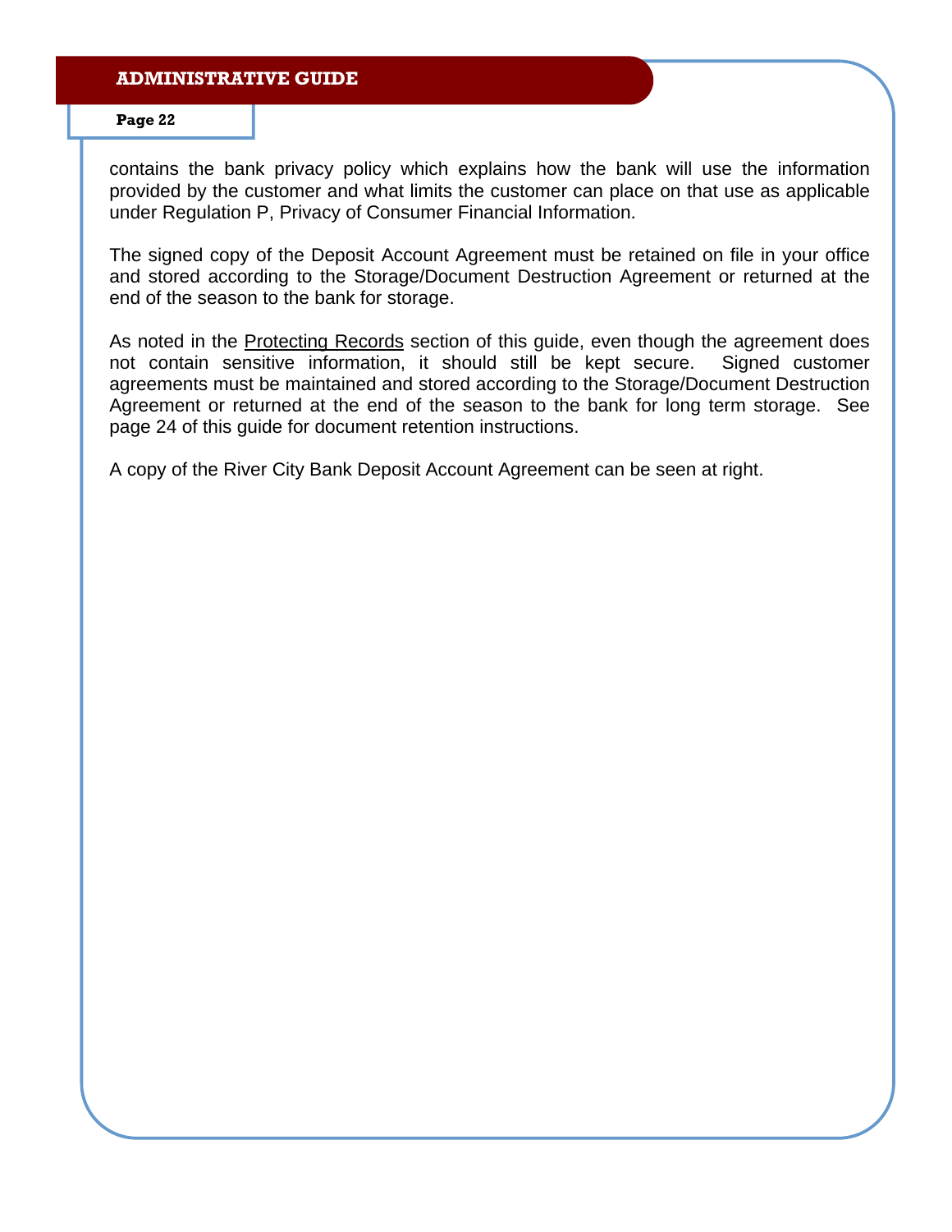contains the bank privacy policy which explains how the bank will use the information provided by the customer and what limits the customer can place on that use as applicable under Regulation P, Privacy of Consumer Financial Information.

The signed copy of the Deposit Account Agreement must be retained on file in your office and stored according to the Storage/Document Destruction Agreement or returned at the end of the season to the bank for storage.

As noted in the Protecting Records section of this guide, even though the agreement does not contain sensitive information, it should still be kept secure. Signed customer agreements must be maintained and stored according to the Storage/Document Destruction Agreement or returned at the end of the season to the bank for long term storage. See page 24 of this guide for document retention instructions.

A copy of the River City Bank Deposit Account Agreement can be seen at right.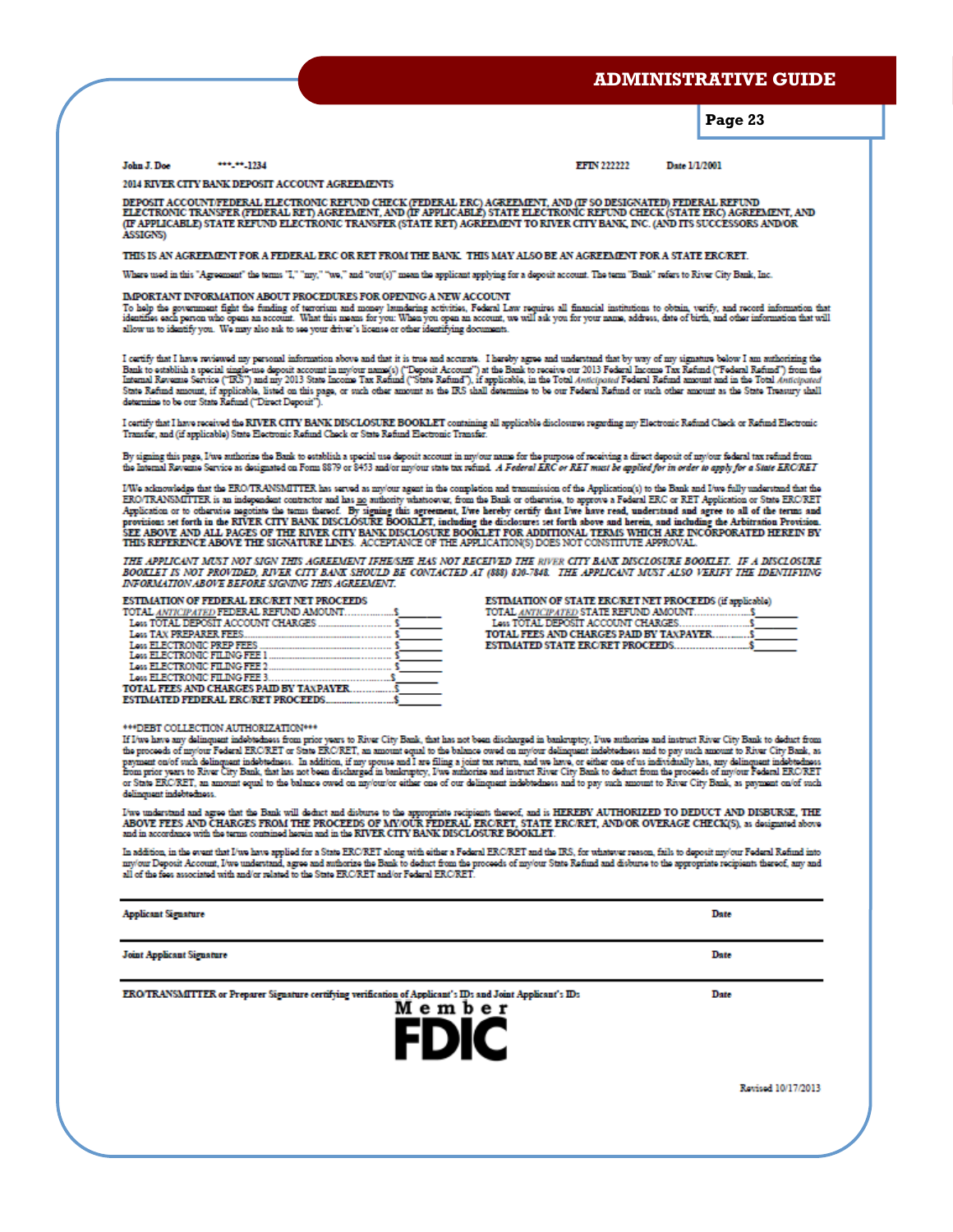John J. Doe ***-**-1234 EFIN 222222 Date 1/1/2001

2014 RIVER CITY BANK DEPOSIT ACCOUNT AGREEMENTS

DEPOSIT ACCOUNT/FEDERAL ELECTRONIC REFUND CHECK (FEDERAL ERC) AGREEMENT, AND (IF SO DESIGNATED) FEDERAL REFUND ELECTRONIC TRANSFER (FEDERAL RET) AGREEMENT, AND (IF APPLICABLE) STATE ELECTRONIC REFUND CHECK (STATE ERC) AGREEMENT, AND (IF APPLICABLE) STATE REFUND ELECTRONIC TRANSFER (STATE RET) AGREEMENT TO RIVER CITY BANK, INC. (AND ITS SUCCESSORS AND/OR ASSIGNS)

THIS IS AN AGREEMENT FOR A FEDERAL ERC OR RET FROM THE BANK. THIS MAY ALSO BE AN AGREEMENT FOR A STATE ERC/RET.

Where used in this "Agreement" the terms "I," "my," "we," and "our(s)" mean the applicant applying for a deposit account. The term "Bank" refers to River City Bank, Inc.

**IMPORTANT INFORMATION ABOUT PROCEDURES FOR OPENING A NEW ACCOUNT**
To help the government fight the funding of terrorism and money laundering activities, Federal Law requires all financial institutions to obtain, verify, and record information that identifies each person who opens an account. What this means for you: When you open an account, we will ask you for your name, address, date of birth, and other information that will allow us to identify you. We may also ask to see your driver's license or other identifying documents.

I certify that I have reviewed my personal information above and that it is true and accurate. I hereby agree and understand that by way of my signature below I am authorizing the Bank to establish a special single-use deposit account in my/our name(s) ("Deposit Account") at the Bank to receive our 2013 Federal Income Tax Refund ("Federal Refund") from the Internal Revenue Service ("IRS") and my 2013 State Income Tax Refund ("State Refund"), if applicable, in the Total *Anticipated* Federal Refund amount and in the Total *Anticipated* State Refund amount, if applicable, listed on this page, or such other amount as the IRS shall determine to be our Federal Refund or such other amount as the State Treasury shall determine to be our State Refund ("Direct Deposit").

I certify that I have received the **RIVER CITY BANK DISCLOSURE BOOKLET** containing all applicable disclosures regarding my Electronic Refund Check or Refund Electronic Transfer, and (if applicable) State Electronic Refund Check or State Refund Electronic Transfer.

By signing this page, I/we authorize the Bank to establish a special use deposit account in my/our name for the purpose of receiving a direct deposit of my/our federal tax refund from the Internal Revenue Service as designated on Form 8879 or 8453 and/or my/our state tax refund. *A Federal ERC or RET must be applied for in order to apply for a State ERC/RET*

I/We acknowledge that the ERO/TRANSMITTER has served as my/our agent in the completion and transmission of the Application(s) to the Bank and I/we fully understand that the ERO/TRANSMITTER is an independent contractor and has no authority whatsoever, from the Bank or otherwise, to approve a Federal ERC or RET Application or State ERC/RET Application or to otherwise negotiate the terms thereof. **By signing this agreement, I/we hereby certify that I/we have read, understand and agree to all of the terms and provisions set forth in the RIVER CITY BANK DISCLOSURE BOOKLET, including the disclosures set forth above and herein, and including the Arbitration Provision. SEE ABOVE AND ALL PAGES OF THE RIVER CITY BANK DISCLOSURE BOOKLET FOR ADDITIONAL TERMS WHICH ARE INCORPORATED HEREIN BY THIS REFERENCE ABOVE THE SIGNATURE LINES.** ACCEPTANCE OF THE APPLICATION(S) DOES NOT CONSTITUTE APPROVAL.

*THE APPLICANT MUST NOT SIGN THIS AGREEMENT IF HE/SHE HAS NOT RECEIVED THE RIVER CITY BANK DISCLOSURE BOOKLET. IF A DISCLOSURE BOOKLET IS NOT PROVIDED, RIVER CITY BANK SHOULD BE CONTACTED AT (888) 820-7848. THE APPLICANT MUST ALSO VERIFY THE IDENTIFYING INFORMATION ABOVE BEFORE SIGNING THIS AGREEMENT.*

**ESTIMATION OF FEDERAL ERC/RET NET PROCEEDS**

| | |
|---|---|
| TOTAL *ANTICIPATED* FEDERAL REFUND AMOUNT | $\_\_\_\_\_\_\_\_ |
| Less TOTAL DEPOSIT ACCOUNT CHARGES | $\_\_\_\_\_\_\_\_ |
| Less TAX PREPARER FEES | $\_\_\_\_\_\_\_\_ |
| Less ELECTRONIC PREP FEES | $\_\_\_\_\_\_\_\_ |
| Less ELECTRONIC FILING FEE 1 | $\_\_\_\_\_\_\_\_ |
| Less ELECTRONIC FILING FEE 2 | $\_\_\_\_\_\_\_\_ |
| Less ELECTRONIC FILING FEE 3 | $\_\_\_\_\_\_\_\_ |
| **TOTAL FEES AND CHARGES PAID BY TAXPAYER** | $\_\_\_\_\_\_\_\_ |
| **ESTIMATED FEDERAL ERC/RET PROCEEDS** | $\_\_\_\_\_\_\_\_ |

**ESTIMATION OF STATE ERC/RET NET PROCEEDS (if applicable)**

| | |
|---|---|
| TOTAL *ANTICIPATED* STATE REFUND AMOUNT | $\_\_\_\_\_\_\_\_ |
| Less TOTAL DEPOSIT ACCOUNT CHARGES | $\_\_\_\_\_\_\_\_ |
| **TOTAL FEES AND CHARGES PAID BY TAXPAYER** | $\_\_\_\_\_\_\_\_ |
| **ESTIMATED STATE ERC/RET PROCEEDS** | $\_\_\_\_\_\_\_\_ |

***DEBT COLLECTION AUTHORIZATION***
If I/we have any delinquent indebtedness from prior years to River City Bank, that has not been discharged in bankruptcy, I/we authorize and instruct River City Bank to deduct from the proceeds of my/our Federal ERC/RET or State ERC/RET, an amount equal to the balance owed on my/our delinquent indebtedness and to pay such amount to River City Bank, as payment on/of such delinquent indebtedness. In addition, if my spouse and I are filing a joint tax return, and we have, or either one of us individually has, any delinquent indebtedness from prior years to River City Bank, that has not been discharged in bankruptcy, I/we authorize and instruct River City Bank to deduct from the proceeds of my/our Federal ERC/RET or State ERC/RET, an amount equal to the balance owed on my/our/or either one of our delinquent indebtedness and to pay such amount to River City Bank, as payment on/of such delinquent indebtedness.

I/we understand and agree that the Bank will deduct and disburse to the appropriate recipients thereof, and is **HEREBY AUTHORIZED TO DEDUCT AND DISBURSE, THE ABOVE FEES AND CHARGES FROM THE PROCEEDS OF MY/OUR FEDERAL ERC/RET, STATE ERC/RET, AND/OR OVERAGE CHECK(S)**, as designated above and in accordance with the terms contained herein and in the **RIVER CITY BANK DISCLOSURE BOOKLET**.

In addition, in the event that I/we have applied for a State ERC/RET along with either a Federal ERC/RET and the IRS, for whatever reason, fails to deposit my/our Federal Refund into my/our Deposit Account, I/we understand, agree and authorize the Bank to deduct from the proceeds of my/our State Refund and disburse to the appropriate recipients thereof, any and all of the fees associated with and/or related to the State ERC/RET and/or Federal ERC/RET.

**Applicant Signature** **Date**

**Joint Applicant Signature** **Date**

**ERO/TRANSMITTER or Preparer Signature certifying verification of Applicant's IDs and Joint Applicant's IDs** **Date**

**Member FDIC**

Revised 10/17/2013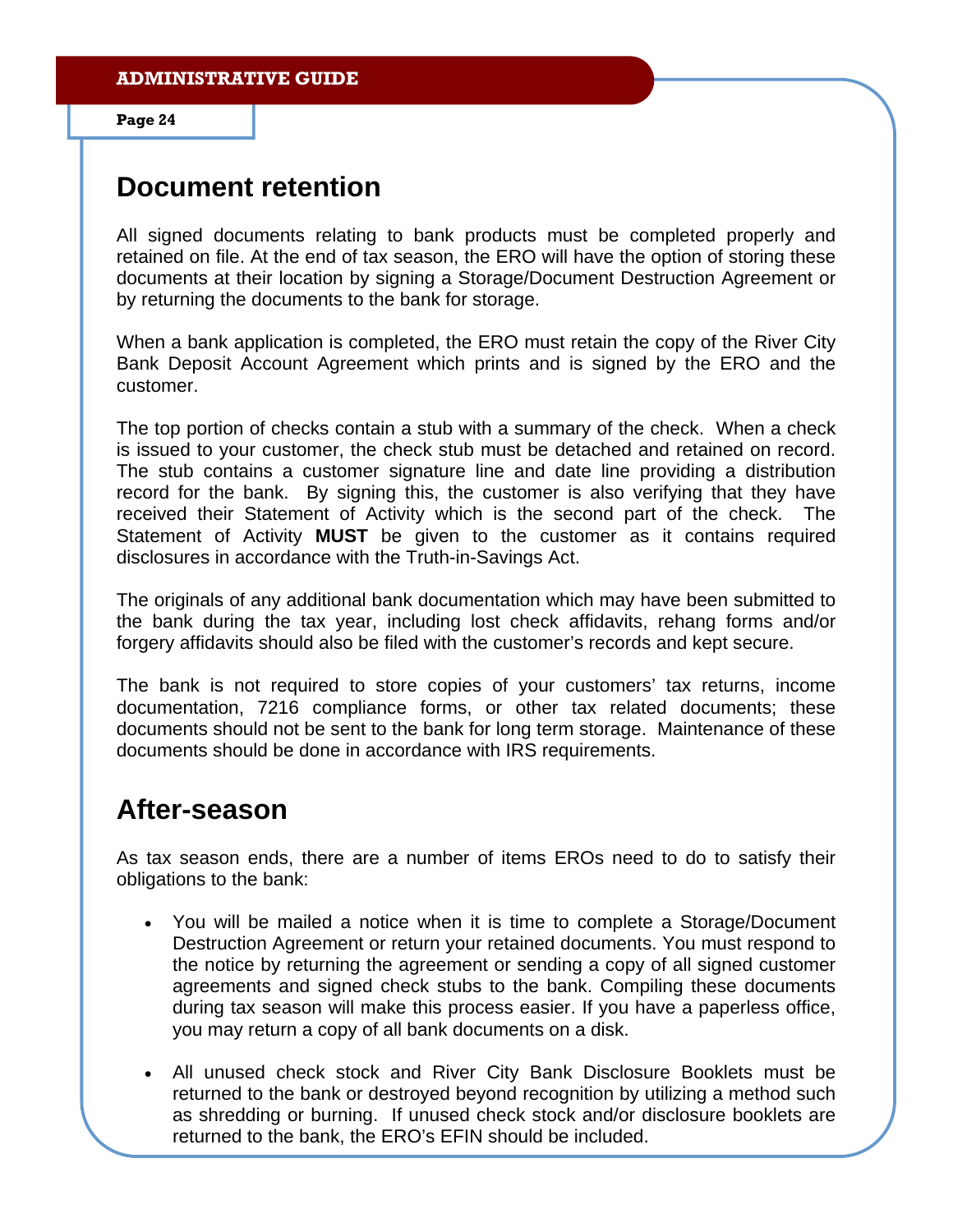## Document retention

All signed documents relating to bank products must be completed properly and retained on file. At the end of tax season, the ERO will have the option of storing these documents at their location by signing a Storage/Document Destruction Agreement or by returning the documents to the bank for storage.

When a bank application is completed, the ERO must retain the copy of the River City Bank Deposit Account Agreement which prints and is signed by the ERO and the customer.

The top portion of checks contain a stub with a summary of the check. When a check is issued to your customer, the check stub must be detached and retained on record. The stub contains a customer signature line and date line providing a distribution record for the bank. By signing this, the customer is also verifying that they have received their Statement of Activity which is the second part of the check. The Statement of Activity **MUST** be given to the customer as it contains required disclosures in accordance with the Truth-in-Savings Act.

The originals of any additional bank documentation which may have been submitted to the bank during the tax year, including lost check affidavits, rehang forms and/or forgery affidavits should also be filed with the customer's records and kept secure.

The bank is not required to store copies of your customers' tax returns, income documentation, 7216 compliance forms, or other tax related documents; these documents should not be sent to the bank for long term storage. Maintenance of these documents should be done in accordance with IRS requirements.

## After-season

As tax season ends, there are a number of items EROs need to do to satisfy their obligations to the bank:

- You will be mailed a notice when it is time to complete a Storage/Document Destruction Agreement or return your retained documents. You must respond to the notice by returning the agreement or sending a copy of all signed customer agreements and signed check stubs to the bank. Compiling these documents during tax season will make this process easier. If you have a paperless office, you may return a copy of all bank documents on a disk.

- All unused check stock and River City Bank Disclosure Booklets must be returned to the bank or destroyed beyond recognition by utilizing a method such as shredding or burning. If unused check stock and/or disclosure booklets are returned to the bank, the ERO's EFIN should be included.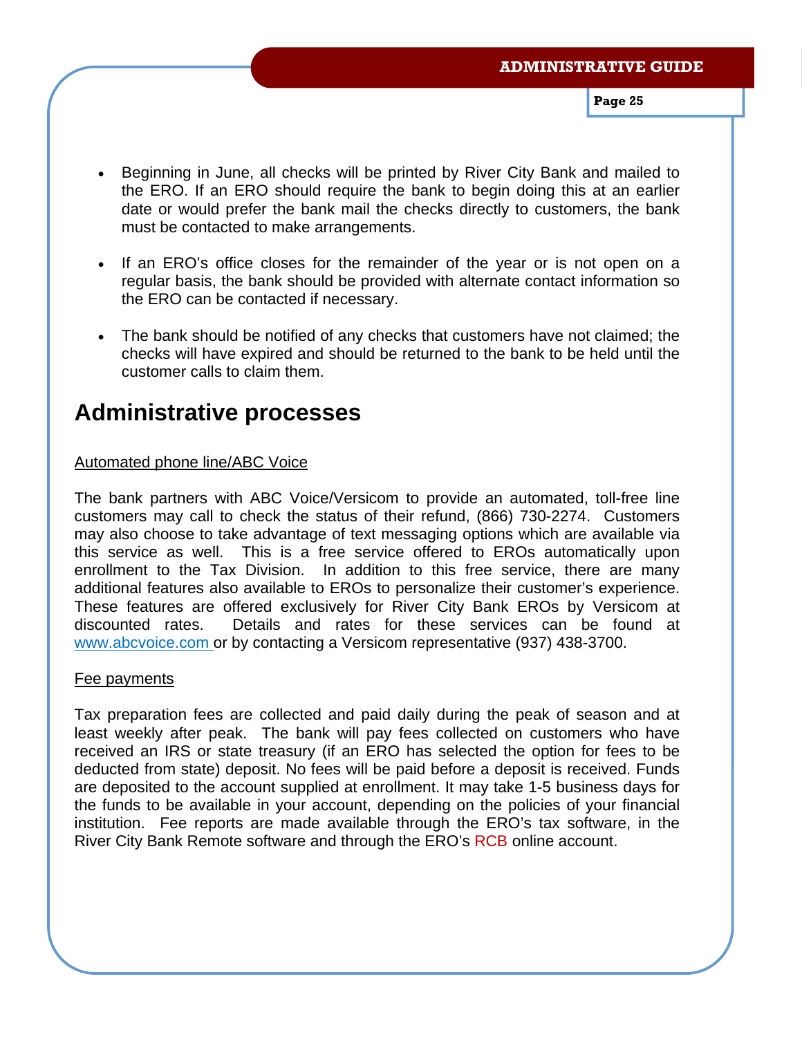- Beginning in June, all checks will be printed by River City Bank and mailed to the ERO. If an ERO should require the bank to begin doing this at an earlier date or would prefer the bank mail the checks directly to customers, the bank must be contacted to make arrangements.

- If an ERO's office closes for the remainder of the year or is not open on a regular basis, the bank should be provided with alternate contact information so the ERO can be contacted if necessary.

- The bank should be notified of any checks that customers have not claimed; the checks will have expired and should be returned to the bank to be held until the customer calls to claim them.

# Administrative processes

Automated phone line/ABC Voice

The bank partners with ABC Voice/Versicom to provide an automated, toll-free line customers may call to check the status of their refund, (866) 730-2274. Customers may also choose to take advantage of text messaging options which are available via this service as well. This is a free service offered to EROs automatically upon enrollment to the Tax Division. In addition to this free service, there are many additional features also available to EROs to personalize their customer's experience. These features are offered exclusively for River City Bank EROs by Versicom at discounted rates. Details and rates for these services can be found at www.abcvoice.com or by contacting a Versicom representative (937) 438-3700.

Fee payments

Tax preparation fees are collected and paid daily during the peak of season and at least weekly after peak. The bank will pay fees collected on customers who have received an IRS or state treasury (if an ERO has selected the option for fees to be deducted from state) deposit. No fees will be paid before a deposit is received. Funds are deposited to the account supplied at enrollment. It may take 1-5 business days for the funds to be available in your account, depending on the policies of your financial institution. Fee reports are made available through the ERO's tax software, in the River City Bank Remote software and through the ERO's RCB online account.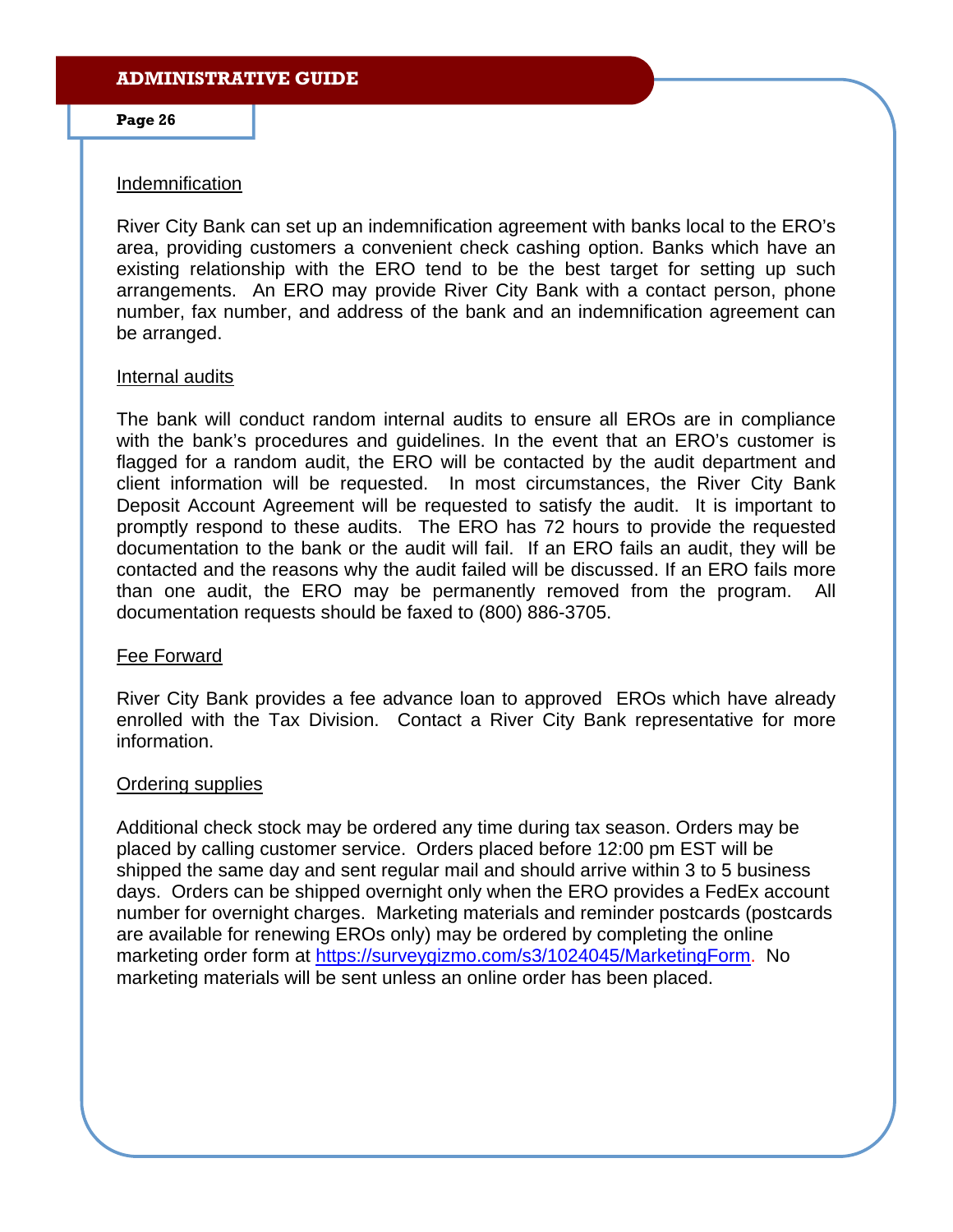## Indemnification

River City Bank can set up an indemnification agreement with banks local to the ERO's area, providing customers a convenient check cashing option. Banks which have an existing relationship with the ERO tend to be the best target for setting up such arrangements. An ERO may provide River City Bank with a contact person, phone number, fax number, and address of the bank and an indemnification agreement can be arranged.

## Internal audits

The bank will conduct random internal audits to ensure all EROs are in compliance with the bank's procedures and guidelines. In the event that an ERO's customer is flagged for a random audit, the ERO will be contacted by the audit department and client information will be requested. In most circumstances, the River City Bank Deposit Account Agreement will be requested to satisfy the audit. It is important to promptly respond to these audits. The ERO has 72 hours to provide the requested documentation to the bank or the audit will fail. If an ERO fails an audit, they will be contacted and the reasons why the audit failed will be discussed. If an ERO fails more than one audit, the ERO may be permanently removed from the program. All documentation requests should be faxed to (800) 886-3705.

## Fee Forward

River City Bank provides a fee advance loan to approved EROs which have already enrolled with the Tax Division. Contact a River City Bank representative for more information.

## Ordering supplies

Additional check stock may be ordered any time during tax season. Orders may be placed by calling customer service. Orders placed before 12:00 pm EST will be shipped the same day and sent regular mail and should arrive within 3 to 5 business days. Orders can be shipped overnight only when the ERO provides a FedEx account number for overnight charges. Marketing materials and reminder postcards (postcards are available for renewing EROs only) may be ordered by completing the online marketing order form at https://surveygizmo.com/s3/1024045/MarketingForm. No marketing materials will be sent unless an online order has been placed.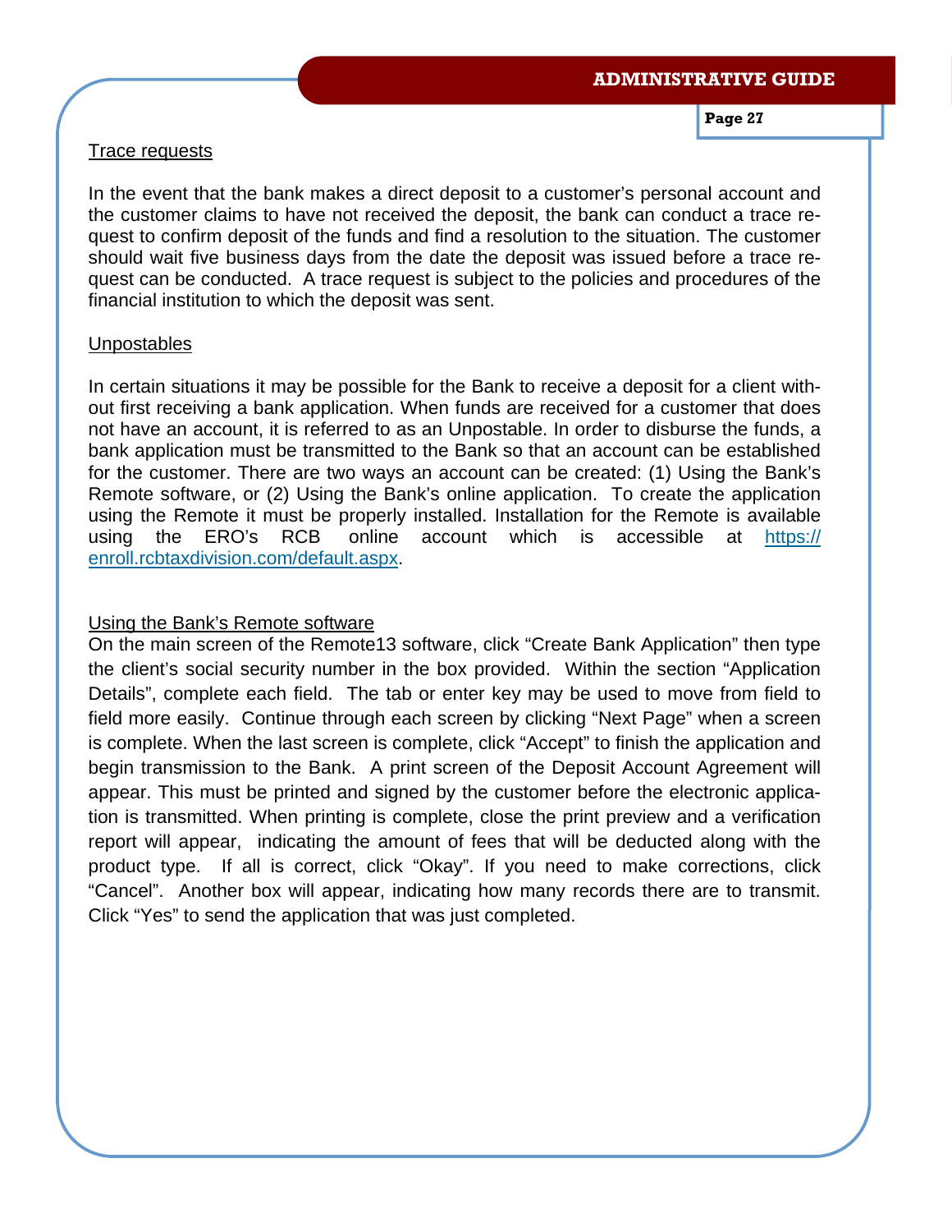## Trace requests

In the event that the bank makes a direct deposit to a customer's personal account and the customer claims to have not received the deposit, the bank can conduct a trace request to confirm deposit of the funds and find a resolution to the situation. The customer should wait five business days from the date the deposit was issued before a trace request can be conducted. A trace request is subject to the policies and procedures of the financial institution to which the deposit was sent.

## Unpostables

In certain situations it may be possible for the Bank to receive a deposit for a client without first receiving a bank application. When funds are received for a customer that does not have an account, it is referred to as an Unpostable. In order to disburse the funds, a bank application must be transmitted to the Bank so that an account can be established for the customer. There are two ways an account can be created: (1) Using the Bank's Remote software, or (2) Using the Bank's online application. To create the application using the Remote it must be properly installed. Installation for the Remote is available using the ERO's RCB online account which is accessible at [https://enroll.rcbtaxdivision.com/default.aspx](https://enroll.rcbtaxdivision.com/default.aspx).

## Using the Bank's Remote software

On the main screen of the Remote13 software, click "Create Bank Application" then type the client's social security number in the box provided. Within the section "Application Details", complete each field. The tab or enter key may be used to move from field to field more easily. Continue through each screen by clicking "Next Page" when a screen is complete. When the last screen is complete, click "Accept" to finish the application and begin transmission to the Bank. A print screen of the Deposit Account Agreement will appear. This must be printed and signed by the customer before the electronic application is transmitted. When printing is complete, close the print preview and a verification report will appear, indicating the amount of fees that will be deducted along with the product type. If all is correct, click "Okay". If you need to make corrections, click "Cancel". Another box will appear, indicating how many records there are to transmit. Click "Yes" to send the application that was just completed.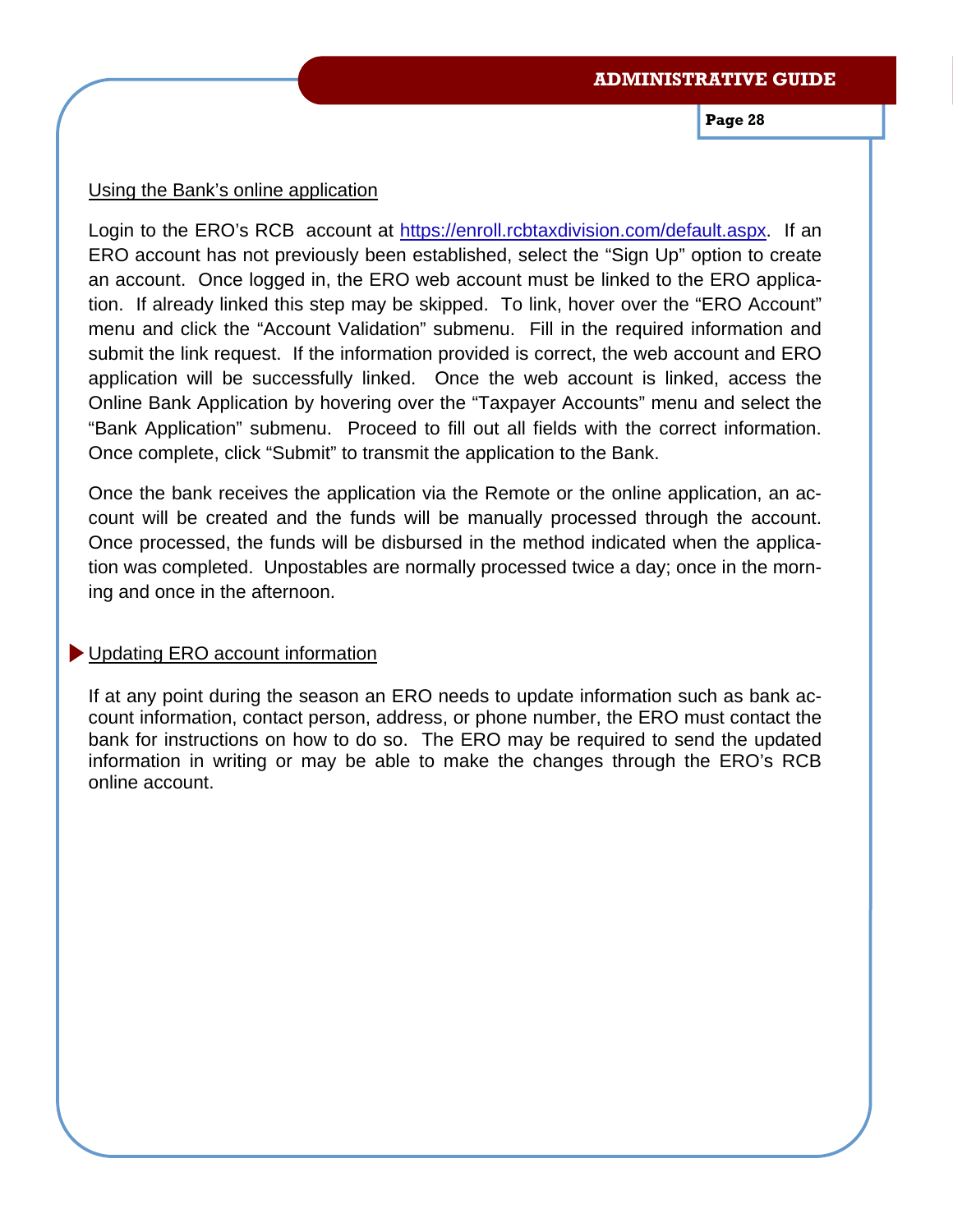### Using the Bank's online application

Login to the ERO's RCB account at [https://enroll.rcbtaxdivision.com/default.aspx](https://enroll.rcbtaxdivision.com/default.aspx). If an ERO account has not previously been established, select the "Sign Up" option to create an account. Once logged in, the ERO web account must be linked to the ERO application. If already linked this step may be skipped. To link, hover over the "ERO Account" menu and click the "Account Validation" submenu. Fill in the required information and submit the link request. If the information provided is correct, the web account and ERO application will be successfully linked. Once the web account is linked, access the Online Bank Application by hovering over the "Taxpayer Accounts" menu and select the "Bank Application" submenu. Proceed to fill out all fields with the correct information. Once complete, click "Submit" to transmit the application to the Bank.

Once the bank receives the application via the Remote or the online application, an account will be created and the funds will be manually processed through the account. Once processed, the funds will be disbursed in the method indicated when the application was completed. Unpostables are normally processed twice a day; once in the morning and once in the afternoon.

### Updating ERO account information

If at any point during the season an ERO needs to update information such as bank account information, contact person, address, or phone number, the ERO must contact the bank for instructions on how to do so. The ERO may be required to send the updated information in writing or may be able to make the changes through the ERO's RCB online account.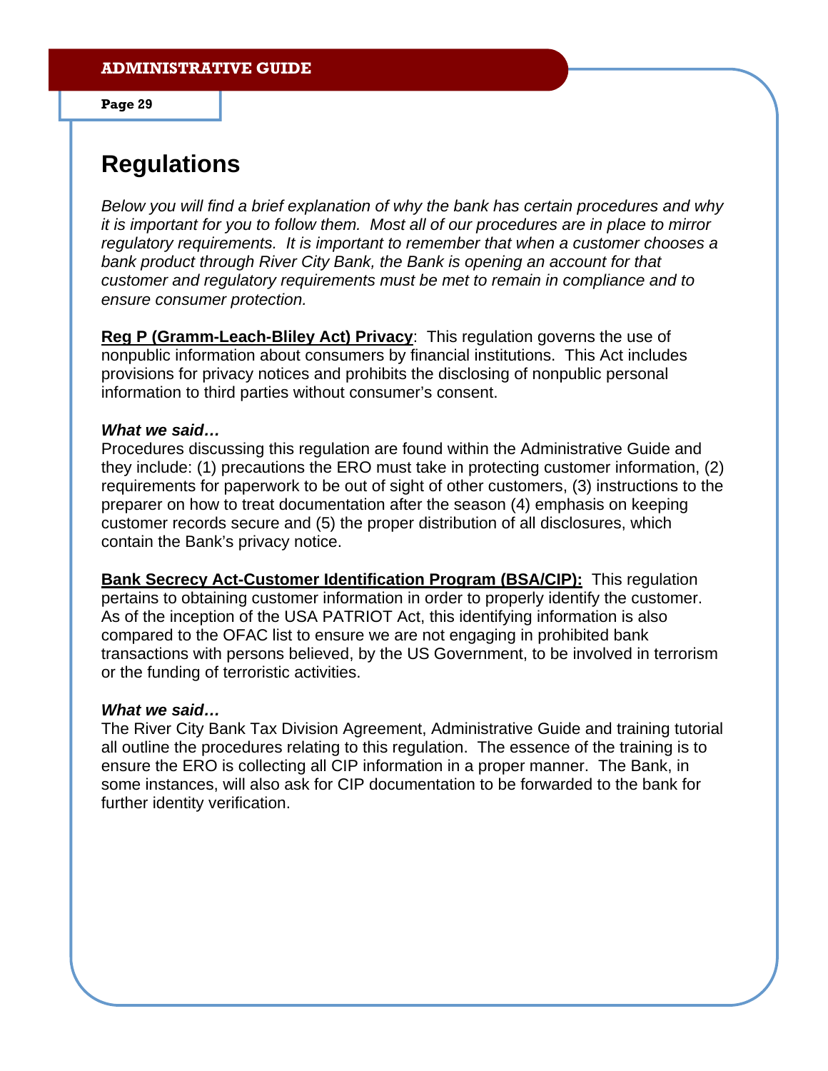# Regulations

*Below you will find a brief explanation of why the bank has certain procedures and why it is important for you to follow them. Most all of our procedures are in place to mirror regulatory requirements. It is important to remember that when a customer chooses a bank product through River City Bank, the Bank is opening an account for that customer and regulatory requirements must be met to remain in compliance and to ensure consumer protection.*

**Reg P (Gramm-Leach-Bliley Act) Privacy**: This regulation governs the use of nonpublic information about consumers by financial institutions. This Act includes provisions for privacy notices and prohibits the disclosing of nonpublic personal information to third parties without consumer's consent.

***What we said…***

Procedures discussing this regulation are found within the Administrative Guide and they include: (1) precautions the ERO must take in protecting customer information, (2) requirements for paperwork to be out of sight of other customers, (3) instructions to the preparer on how to treat documentation after the season (4) emphasis on keeping customer records secure and (5) the proper distribution of all disclosures, which contain the Bank's privacy notice.

**Bank Secrecy Act-Customer Identification Program (BSA/CIP):** This regulation pertains to obtaining customer information in order to properly identify the customer. As of the inception of the USA PATRIOT Act, this identifying information is also compared to the OFAC list to ensure we are not engaging in prohibited bank transactions with persons believed, by the US Government, to be involved in terrorism or the funding of terroristic activities.

***What we said…***

The River City Bank Tax Division Agreement, Administrative Guide and training tutorial all outline the procedures relating to this regulation. The essence of the training is to ensure the ERO is collecting all CIP information in a proper manner. The Bank, in some instances, will also ask for CIP documentation to be forwarded to the bank for further identity verification.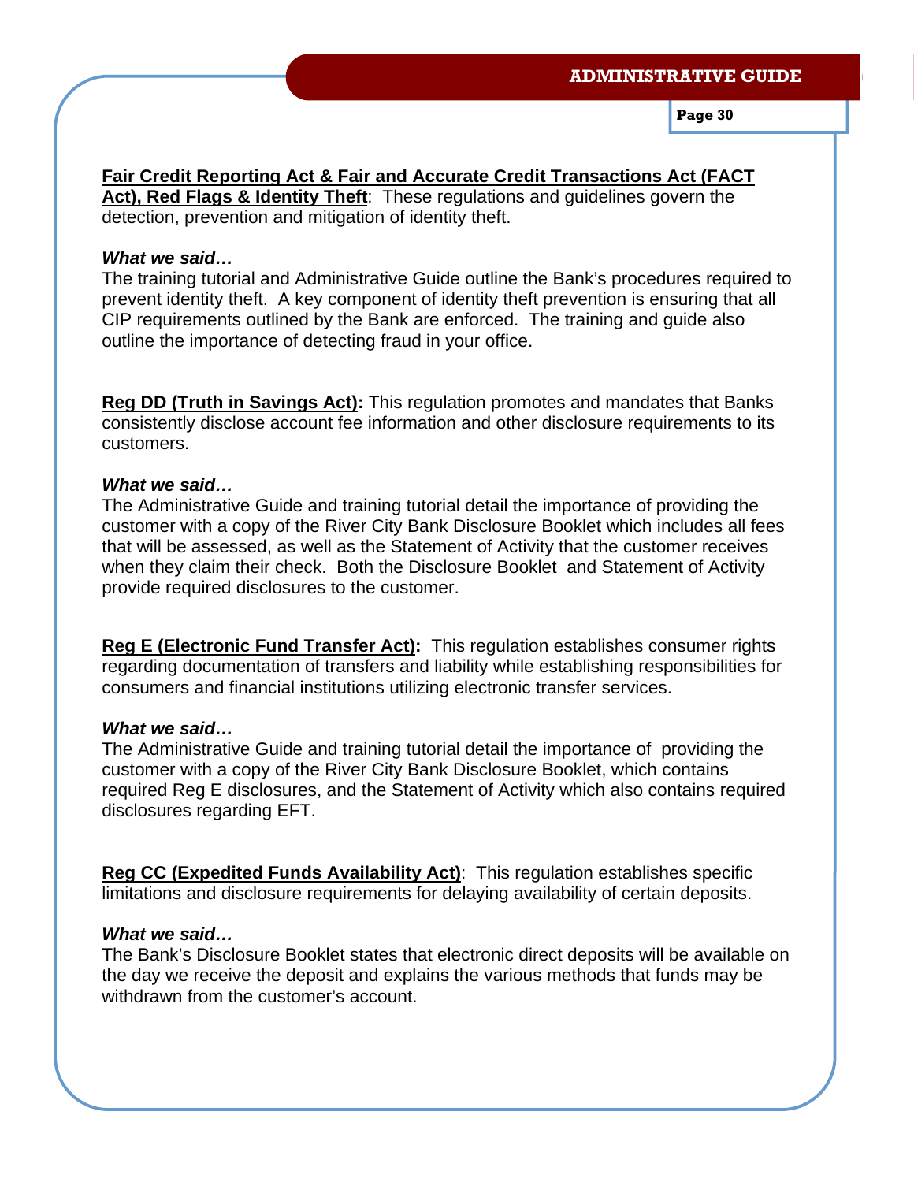**Fair Credit Reporting Act & Fair and Accurate Credit Transactions Act (FACT Act), Red Flags & Identity Theft**: These regulations and guidelines govern the detection, prevention and mitigation of identity theft.

***What we said…***

The training tutorial and Administrative Guide outline the Bank's procedures required to prevent identity theft. A key component of identity theft prevention is ensuring that all CIP requirements outlined by the Bank are enforced. The training and guide also outline the importance of detecting fraud in your office.

**Reg DD (Truth in Savings Act):** This regulation promotes and mandates that Banks consistently disclose account fee information and other disclosure requirements to its customers.

***What we said…***

The Administrative Guide and training tutorial detail the importance of providing the customer with a copy of the River City Bank Disclosure Booklet which includes all fees that will be assessed, as well as the Statement of Activity that the customer receives when they claim their check. Both the Disclosure Booklet and Statement of Activity provide required disclosures to the customer.

**Reg E (Electronic Fund Transfer Act):** This regulation establishes consumer rights regarding documentation of transfers and liability while establishing responsibilities for consumers and financial institutions utilizing electronic transfer services.

***What we said…***

The Administrative Guide and training tutorial detail the importance of providing the customer with a copy of the River City Bank Disclosure Booklet, which contains required Reg E disclosures, and the Statement of Activity which also contains required disclosures regarding EFT.

**Reg CC (Expedited Funds Availability Act)**: This regulation establishes specific limitations and disclosure requirements for delaying availability of certain deposits.

***What we said…***

The Bank's Disclosure Booklet states that electronic direct deposits will be available on the day we receive the deposit and explains the various methods that funds may be withdrawn from the customer's account.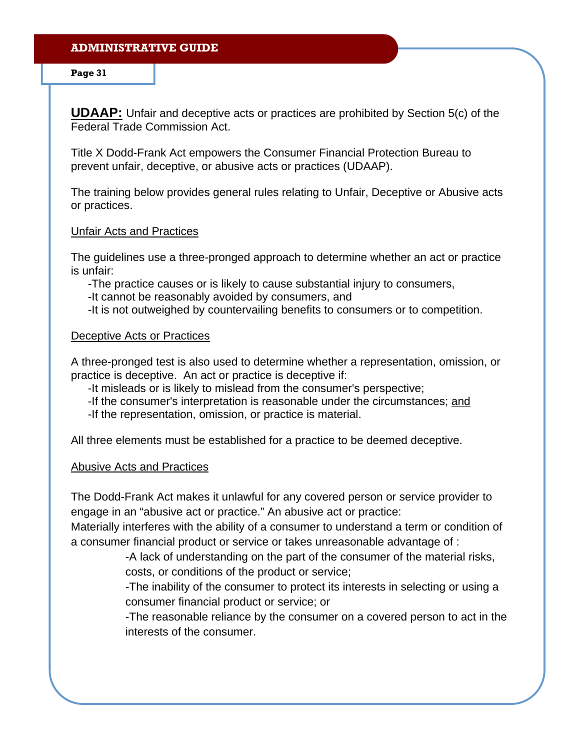**UDAAP:** Unfair and deceptive acts or practices are prohibited by Section 5(c) of the Federal Trade Commission Act.

Title X Dodd-Frank Act empowers the Consumer Financial Protection Bureau to prevent unfair, deceptive, or abusive acts or practices (UDAAP).

The training below provides general rules relating to Unfair, Deceptive or Abusive acts or practices.

<u>Unfair Acts and Practices</u>

The guidelines use a three-pronged approach to determine whether an act or practice is unfair:

- -The practice causes or is likely to cause substantial injury to consumers,
- -It cannot be reasonably avoided by consumers, and
- -It is not outweighed by countervailing benefits to consumers or to competition.

<u>Deceptive Acts or Practices</u>

A three-pronged test is also used to determine whether a representation, omission, or practice is deceptive. An act or practice is deceptive if:

- -It misleads or is likely to mislead from the consumer's perspective;
- -If the consumer's interpretation is reasonable under the circumstances; <u>and</u>
- -If the representation, omission, or practice is material.

All three elements must be established for a practice to be deemed deceptive.

<u>Abusive Acts and Practices</u>

The Dodd-Frank Act makes it unlawful for any covered person or service provider to engage in an "abusive act or practice." An abusive act or practice:

Materially interferes with the ability of a consumer to understand a term or condition of a consumer financial product or service or takes unreasonable advantage of :

- -A lack of understanding on the part of the consumer of the material risks, costs, or conditions of the product or service;
- -The inability of the consumer to protect its interests in selecting or using a consumer financial product or service; or
- -The reasonable reliance by the consumer on a covered person to act in the interests of the consumer.